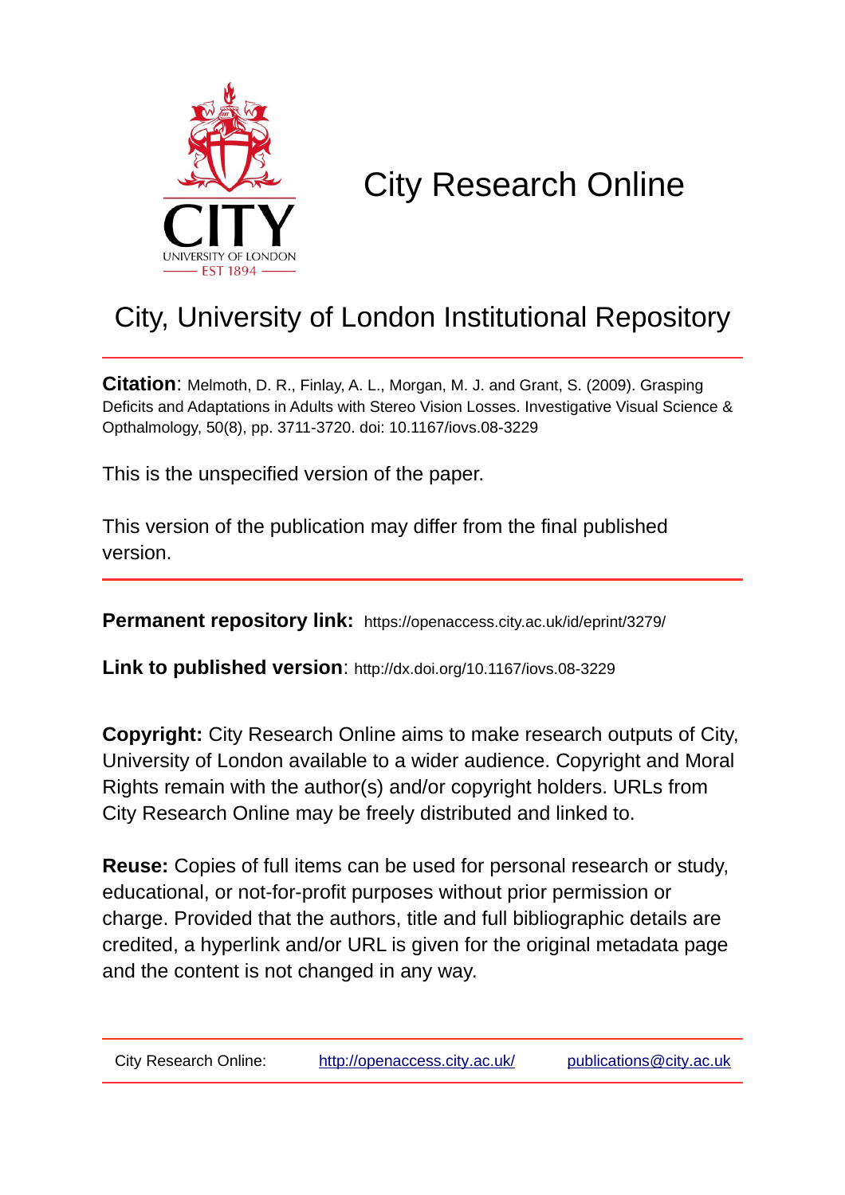CITY

UNIVERSITY OF LONDON

EST 1894

# City Research Online

## City, University of London Institutional Repository

**Citation**: Melmoth, D. R., Finlay, A. L., Morgan, M. J. and Grant, S. (2009). Grasping Deficits and Adaptations in Adults with Stereo Vision Losses. Investigative Visual Science & Opthalmology, 50(8), pp. 3711-3720. doi: 10.1167/iovs.08-3229

This is the unspecified version of the paper.

This version of the publication may differ from the final published version.

**Permanent repository link:** https://openaccess.city.ac.uk/id/eprint/3279/

**Link to published version**: http://dx.doi.org/10.1167/iovs.08-3229

**Copyright:** City Research Online aims to make research outputs of City, University of London available to a wider audience. Copyright and Moral Rights remain with the author(s) and/or copyright holders. URLs from City Research Online may be freely distributed and linked to.

**Reuse:** Copies of full items can be used for personal research or study, educational, or not-for-profit purposes without prior permission or charge. Provided that the authors, title and full bibliographic details are credited, a hyperlink and/or URL is given for the original metadata page and the content is not changed in any way.

City Research Online: http://openaccess.city.ac.uk/ publications@city.ac.uk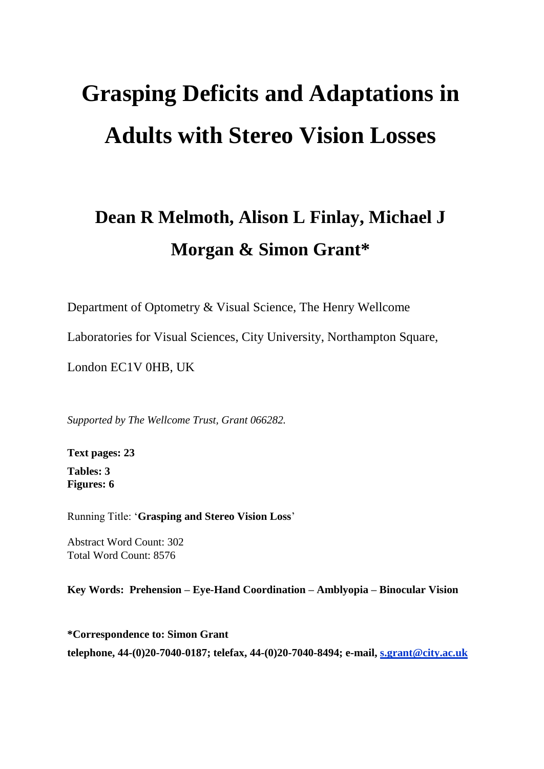# Grasping Deficits and Adaptations in Adults with Stereo Vision Losses

## Dean R Melmoth, Alison L Finlay, Michael J Morgan & Simon Grant*

Department of Optometry & Visual Science, The Henry Wellcome Laboratories for Visual Sciences, City University, Northampton Square, London EC1V 0HB, UK

*Supported by The Wellcome Trust, Grant 066282.*

**Text pages: 23**

**Tables: 3**
**Figures: 6**

Running Title: '**Grasping and Stereo Vision Loss**'

Abstract Word Count: 302
Total Word Count: 8576

**Key Words: Prehension – Eye-Hand Coordination – Amblyopia – Binocular Vision**

**\*Correspondence to: Simon Grant**
**telephone, 44-(0)20-7040-0187; telefax, 44-(0)20-7040-8494; e-mail, s.grant@city.ac.uk**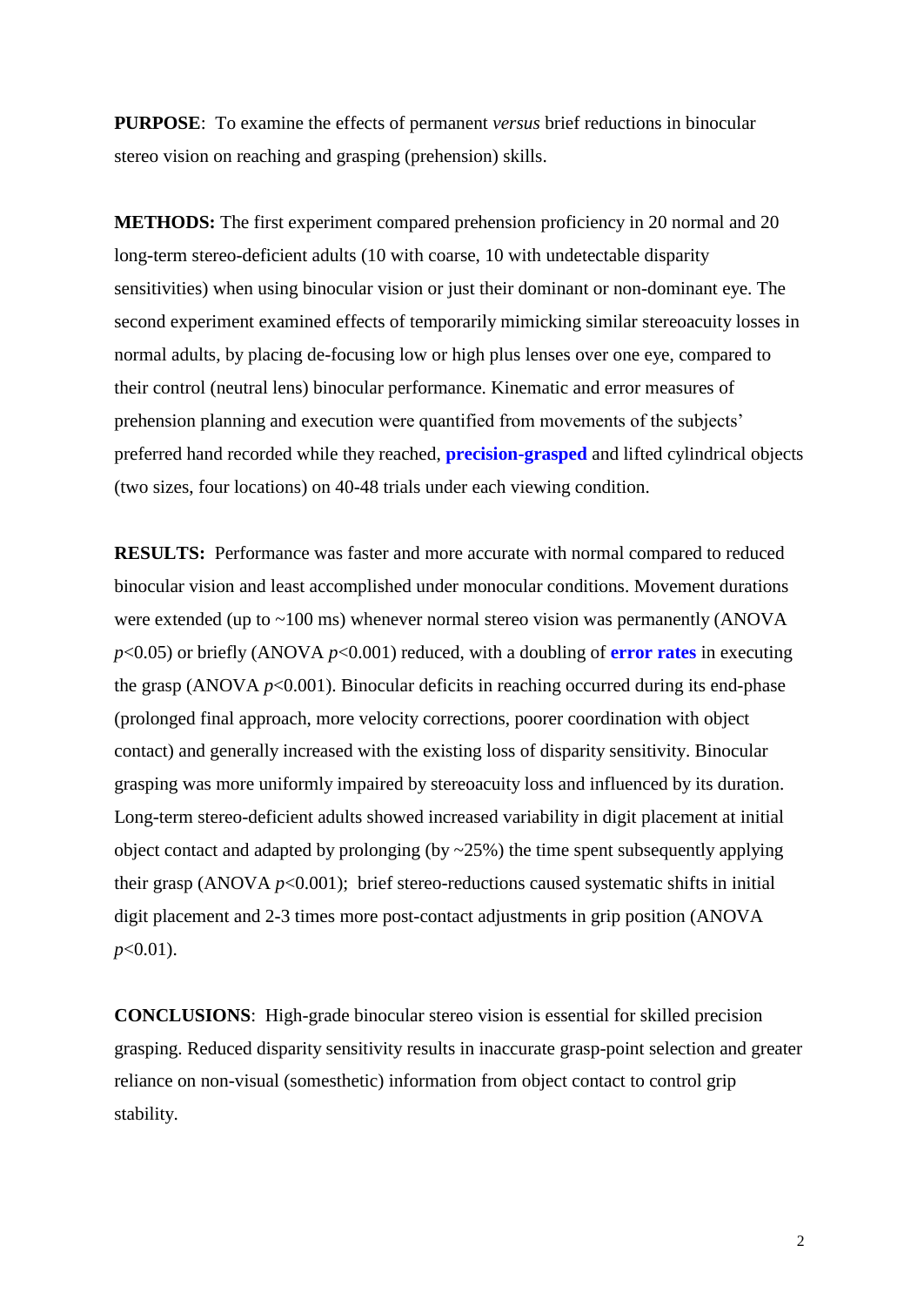**PURPOSE**: To examine the effects of permanent *versus* brief reductions in binocular stereo vision on reaching and grasping (prehension) skills.

**METHODS:** The first experiment compared prehension proficiency in 20 normal and 20 long-term stereo-deficient adults (10 with coarse, 10 with undetectable disparity sensitivities) when using binocular vision or just their dominant or non-dominant eye. The second experiment examined effects of temporarily mimicking similar stereoacuity losses in normal adults, by placing de-focusing low or high plus lenses over one eye, compared to their control (neutral lens) binocular performance. Kinematic and error measures of prehension planning and execution were quantified from movements of the subjects' preferred hand recorded while they reached, **precision-grasped** and lifted cylindrical objects (two sizes, four locations) on 40-48 trials under each viewing condition.

**RESULTS:** Performance was faster and more accurate with normal compared to reduced binocular vision and least accomplished under monocular conditions. Movement durations were extended (up to ~100 ms) whenever normal stereo vision was permanently (ANOVA $p<0.05$) or briefly (ANOVA $p<0.001$) reduced, with a doubling of **error rates** in executing the grasp (ANOVA $p<0.001$). Binocular deficits in reaching occurred during its end-phase (prolonged final approach, more velocity corrections, poorer coordination with object contact) and generally increased with the existing loss of disparity sensitivity. Binocular grasping was more uniformly impaired by stereoacuity loss and influenced by its duration. Long-term stereo-deficient adults showed increased variability in digit placement at initial object contact and adapted by prolonging (by ~25%) the time spent subsequently applying their grasp (ANOVA $p<0.001$); brief stereo-reductions caused systematic shifts in initial digit placement and 2-3 times more post-contact adjustments in grip position (ANOVA $p<0.01$).

**CONCLUSIONS**: High-grade binocular stereo vision is essential for skilled precision grasping. Reduced disparity sensitivity results in inaccurate grasp-point selection and greater reliance on non-visual (somesthetic) information from object contact to control grip stability.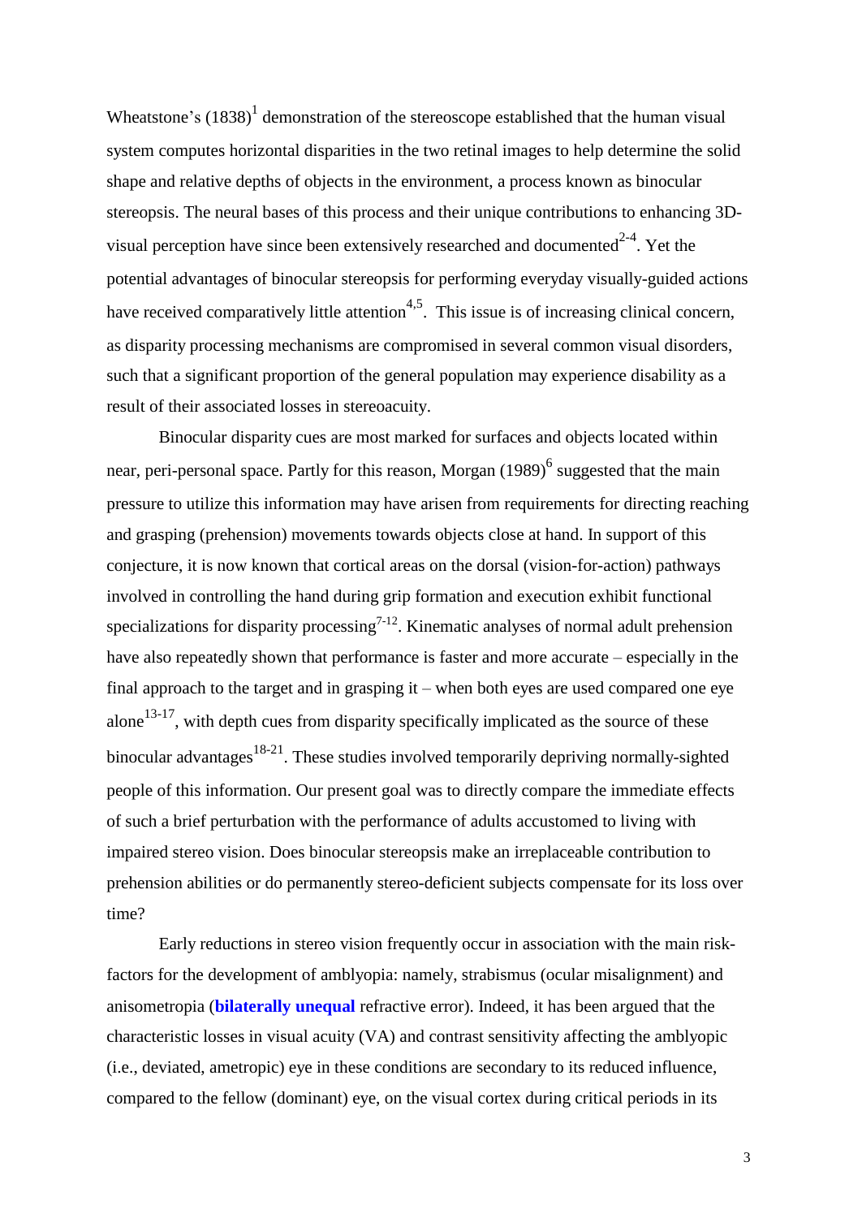Wheatstone's (1838)[1] demonstration of the stereoscope established that the human visual system computes horizontal disparities in the two retinal images to help determine the solid shape and relative depths of objects in the environment, a process known as binocular stereopsis. The neural bases of this process and their unique contributions to enhancing 3D-visual perception have since been extensively researched and documented[2-4]. Yet the potential advantages of binocular stereopsis for performing everyday visually-guided actions have received comparatively little attention[4,5]. This issue is of increasing clinical concern, as disparity processing mechanisms are compromised in several common visual disorders, such that a significant proportion of the general population may experience disability as a result of their associated losses in stereoacuity.

Binocular disparity cues are most marked for surfaces and objects located within near, peri-personal space. Partly for this reason, Morgan (1989)[6] suggested that the main pressure to utilize this information may have arisen from requirements for directing reaching and grasping (prehension) movements towards objects close at hand. In support of this conjecture, it is now known that cortical areas on the dorsal (vision-for-action) pathways involved in controlling the hand during grip formation and execution exhibit functional specializations for disparity processing[7-12]. Kinematic analyses of normal adult prehension have also repeatedly shown that performance is faster and more accurate – especially in the final approach to the target and in grasping it – when both eyes are used compared one eye alone[13-17], with depth cues from disparity specifically implicated as the source of these binocular advantages[18-21]. These studies involved temporarily depriving normally-sighted people of this information. Our present goal was to directly compare the immediate effects of such a brief perturbation with the performance of adults accustomed to living with impaired stereo vision. Does binocular stereopsis make an irreplaceable contribution to prehension abilities or do permanently stereo-deficient subjects compensate for its loss over time?

Early reductions in stereo vision frequently occur in association with the main risk-factors for the development of amblyopia: namely, strabismus (ocular misalignment) and anisometropia (**bilaterally unequal** refractive error). Indeed, it has been argued that the characteristic losses in visual acuity (VA) and contrast sensitivity affecting the amblyopic (i.e., deviated, ametropic) eye in these conditions are secondary to its reduced influence, compared to the fellow (dominant) eye, on the visual cortex during critical periods in its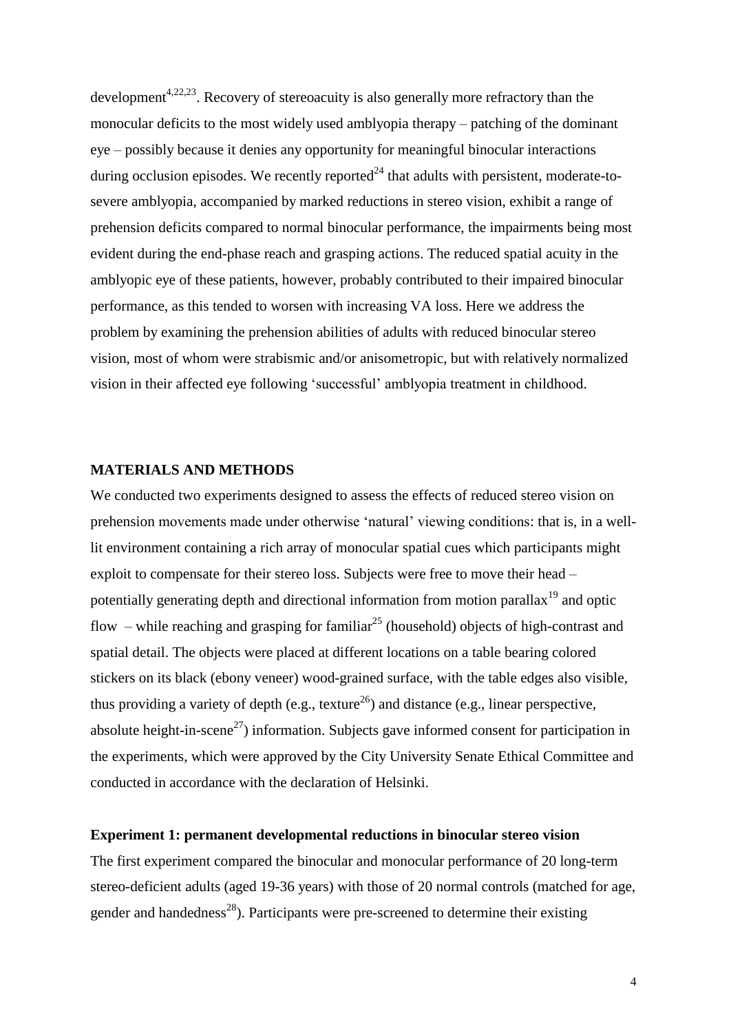development[4,22,23]. Recovery of stereoacuity is also generally more refractory than the monocular deficits to the most widely used amblyopia therapy – patching of the dominant eye – possibly because it denies any opportunity for meaningful binocular interactions during occlusion episodes. We recently reported[24] that adults with persistent, moderate-to-severe amblyopia, accompanied by marked reductions in stereo vision, exhibit a range of prehension deficits compared to normal binocular performance, the impairments being most evident during the end-phase reach and grasping actions. The reduced spatial acuity in the amblyopic eye of these patients, however, probably contributed to their impaired binocular performance, as this tended to worsen with increasing VA loss. Here we address the problem by examining the prehension abilities of adults with reduced binocular stereo vision, most of whom were strabismic and/or anisometropic, but with relatively normalized vision in their affected eye following 'successful' amblyopia treatment in childhood.

## MATERIALS AND METHODS

We conducted two experiments designed to assess the effects of reduced stereo vision on prehension movements made under otherwise 'natural' viewing conditions: that is, in a well-lit environment containing a rich array of monocular spatial cues which participants might exploit to compensate for their stereo loss. Subjects were free to move their head – potentially generating depth and directional information from motion parallax[19] and optic flow – while reaching and grasping for familiar[25] (household) objects of high-contrast and spatial detail. The objects were placed at different locations on a table bearing colored stickers on its black (ebony veneer) wood-grained surface, with the table edges also visible, thus providing a variety of depth (e.g., texture[26]) and distance (e.g., linear perspective, absolute height-in-scene[27]) information. Subjects gave informed consent for participation in the experiments, which were approved by the City University Senate Ethical Committee and conducted in accordance with the declaration of Helsinki.

### Experiment 1: permanent developmental reductions in binocular stereo vision

The first experiment compared the binocular and monocular performance of 20 long-term stereo-deficient adults (aged 19-36 years) with those of 20 normal controls (matched for age, gender and handedness[28]). Participants were pre-screened to determine their existing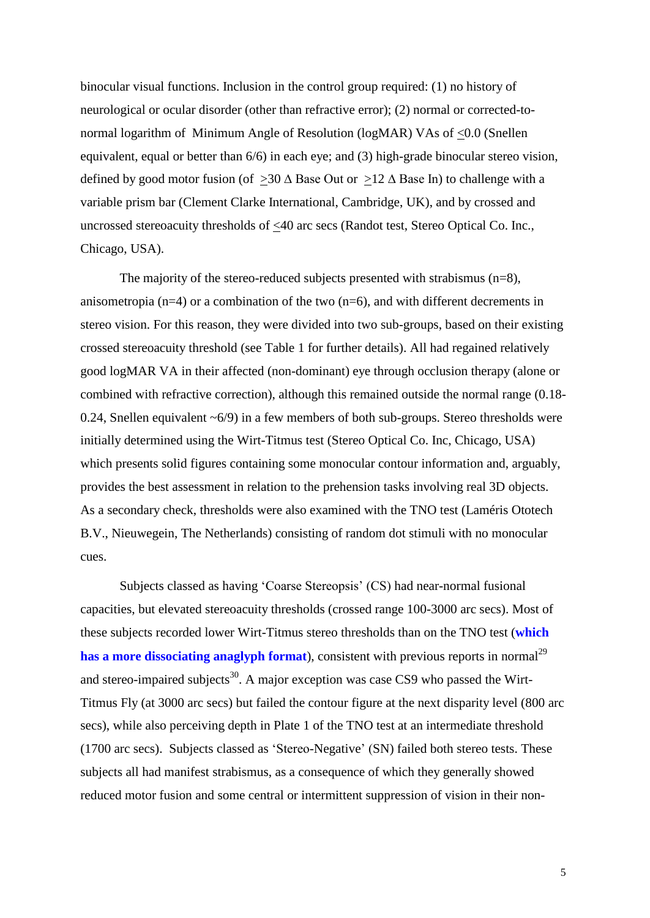binocular visual functions. Inclusion in the control group required: (1) no history of neurological or ocular disorder (other than refractive error); (2) normal or corrected-to-normal logarithm of Minimum Angle of Resolution (logMAR) VAs of $\leq$0.0 (Snellen equivalent, equal or better than 6/6) in each eye; and (3) high-grade binocular stereo vision, defined by good motor fusion (of $\geq$30 $\Delta$ Base Out or $\geq$12 $\Delta$ Base In) to challenge with a variable prism bar (Clement Clarke International, Cambridge, UK), and by crossed and uncrossed stereoacuity thresholds of $\leq$40 arc secs (Randot test, Stereo Optical Co. Inc., Chicago, USA).

The majority of the stereo-reduced subjects presented with strabismus (n=8), anisometropia (n=4) or a combination of the two (n=6), and with different decrements in stereo vision. For this reason, they were divided into two sub-groups, based on their existing crossed stereoacuity threshold (see Table 1 for further details). All had regained relatively good logMAR VA in their affected (non-dominant) eye through occlusion therapy (alone or combined with refractive correction), although this remained outside the normal range (0.18-0.24, Snellen equivalent ~6/9) in a few members of both sub-groups. Stereo thresholds were initially determined using the Wirt-Titmus test (Stereo Optical Co. Inc, Chicago, USA) which presents solid figures containing some monocular contour information and, arguably, provides the best assessment in relation to the prehension tasks involving real 3D objects. As a secondary check, thresholds were also examined with the TNO test (Laméris Ototech B.V., Nieuwegein, The Netherlands) consisting of random dot stimuli with no monocular cues.

Subjects classed as having 'Coarse Stereopsis' (CS) had near-normal fusional capacities, but elevated stereoacuity thresholds (crossed range 100-3000 arc secs). Most of these subjects recorded lower Wirt-Titmus stereo thresholds than on the TNO test (**which has a more dissociating anaglyph format**), consistent with previous reports in normal[29] and stereo-impaired subjects[30]. A major exception was case CS9 who passed the Wirt-Titmus Fly (at 3000 arc secs) but failed the contour figure at the next disparity level (800 arc secs), while also perceiving depth in Plate 1 of the TNO test at an intermediate threshold (1700 arc secs). Subjects classed as 'Stereo-Negative' (SN) failed both stereo tests. These subjects all had manifest strabismus, as a consequence of which they generally showed reduced motor fusion and some central or intermittent suppression of vision in their non-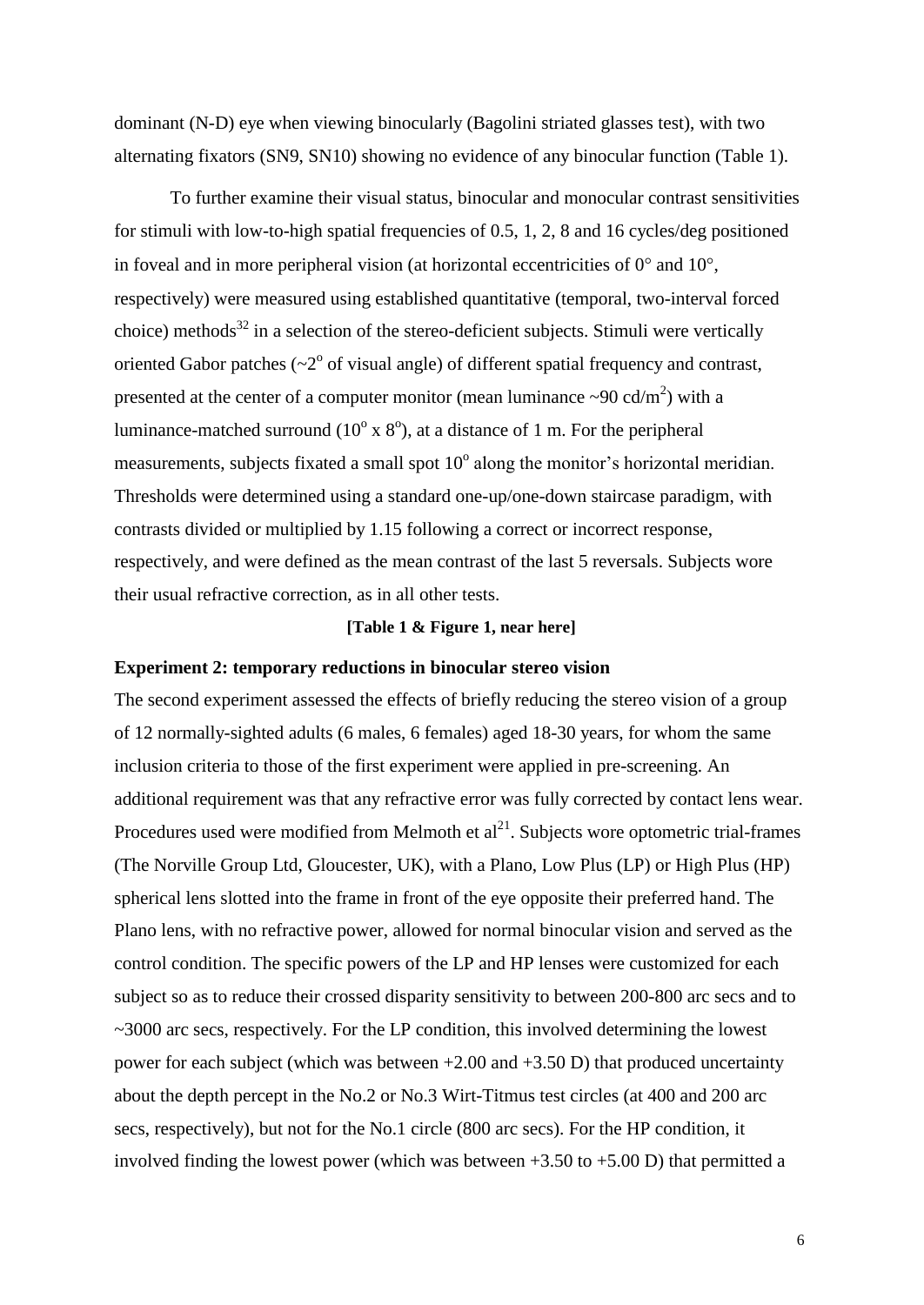dominant (N-D) eye when viewing binocularly (Bagolini striated glasses test), with two alternating fixators (SN9, SN10) showing no evidence of any binocular function (Table 1).

To further examine their visual status, binocular and monocular contrast sensitivities for stimuli with low-to-high spatial frequencies of 0.5, 1, 2, 8 and 16 cycles/deg positioned in foveal and in more peripheral vision (at horizontal eccentricities of 0° and 10°, respectively) were measured using established quantitative (temporal, two-interval forced choice) methods[32] in a selection of the stereo-deficient subjects. Stimuli were vertically oriented Gabor patches (~2° of visual angle) of different spatial frequency and contrast, presented at the center of a computer monitor (mean luminance ~90 cd/m$^2$) with a luminance-matched surround (10° x 8°), at a distance of 1 m. For the peripheral measurements, subjects fixated a small spot 10° along the monitor's horizontal meridian. Thresholds were determined using a standard one-up/one-down staircase paradigm, with contrasts divided or multiplied by 1.15 following a correct or incorrect response, respectively, and were defined as the mean contrast of the last 5 reversals. Subjects wore their usual refractive correction, as in all other tests.

**[Table 1 & Figure 1, near here]**

### Experiment 2: temporary reductions in binocular stereo vision

The second experiment assessed the effects of briefly reducing the stereo vision of a group of 12 normally-sighted adults (6 males, 6 females) aged 18-30 years, for whom the same inclusion criteria to those of the first experiment were applied in pre-screening. An additional requirement was that any refractive error was fully corrected by contact lens wear. Procedures used were modified from Melmoth et al[21]. Subjects wore optometric trial-frames (The Norville Group Ltd, Gloucester, UK), with a Plano, Low Plus (LP) or High Plus (HP) spherical lens slotted into the frame in front of the eye opposite their preferred hand. The Plano lens, with no refractive power, allowed for normal binocular vision and served as the control condition. The specific powers of the LP and HP lenses were customized for each subject so as to reduce their crossed disparity sensitivity to between 200-800 arc secs and to ~3000 arc secs, respectively. For the LP condition, this involved determining the lowest power for each subject (which was between +2.00 and +3.50 D) that produced uncertainty about the depth percept in the No.2 or No.3 Wirt-Titmus test circles (at 400 and 200 arc secs, respectively), but not for the No.1 circle (800 arc secs). For the HP condition, it involved finding the lowest power (which was between +3.50 to +5.00 D) that permitted a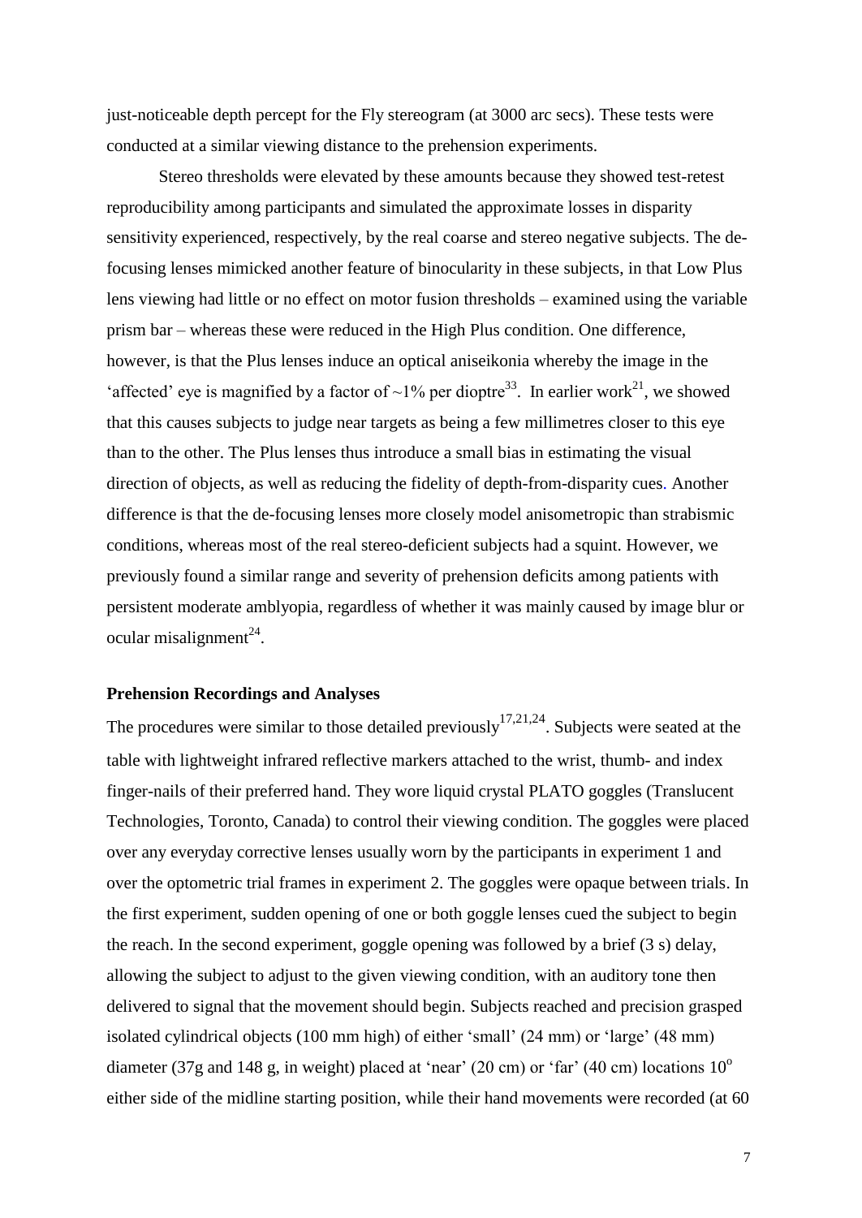just-noticeable depth percept for the Fly stereogram (at 3000 arc secs). These tests were conducted at a similar viewing distance to the prehension experiments.

Stereo thresholds were elevated by these amounts because they showed test-retest reproducibility among participants and simulated the approximate losses in disparity sensitivity experienced, respectively, by the real coarse and stereo negative subjects. The de-focusing lenses mimicked another feature of binocularity in these subjects, in that Low Plus lens viewing had little or no effect on motor fusion thresholds – examined using the variable prism bar – whereas these were reduced in the High Plus condition. One difference, however, is that the Plus lenses induce an optical aniseikonia whereby the image in the 'affected' eye is magnified by a factor of ~1% per dioptre[33]. In earlier work[21], we showed that this causes subjects to judge near targets as being a few millimetres closer to this eye than to the other. The Plus lenses thus introduce a small bias in estimating the visual direction of objects, as well as reducing the fidelity of depth-from-disparity cues. Another difference is that the de-focusing lenses more closely model anisometropic than strabismic conditions, whereas most of the real stereo-deficient subjects had a squint. However, we previously found a similar range and severity of prehension deficits among patients with persistent moderate amblyopia, regardless of whether it was mainly caused by image blur or ocular misalignment[24].

**Prehension Recordings and Analyses**

The procedures were similar to those detailed previously[17,21,24]. Subjects were seated at the table with lightweight infrared reflective markers attached to the wrist, thumb- and index finger-nails of their preferred hand. They wore liquid crystal PLATO goggles (Translucent Technologies, Toronto, Canada) to control their viewing condition. The goggles were placed over any everyday corrective lenses usually worn by the participants in experiment 1 and over the optometric trial frames in experiment 2. The goggles were opaque between trials. In the first experiment, sudden opening of one or both goggle lenses cued the subject to begin the reach. In the second experiment, goggle opening was followed by a brief (3 s) delay, allowing the subject to adjust to the given viewing condition, with an auditory tone then delivered to signal that the movement should begin. Subjects reached and precision grasped isolated cylindrical objects (100 mm high) of either 'small' (24 mm) or 'large' (48 mm) diameter (37g and 148 g, in weight) placed at 'near' (20 cm) or 'far' (40 cm) locations $10^{o}$ either side of the midline starting position, while their hand movements were recorded (at 60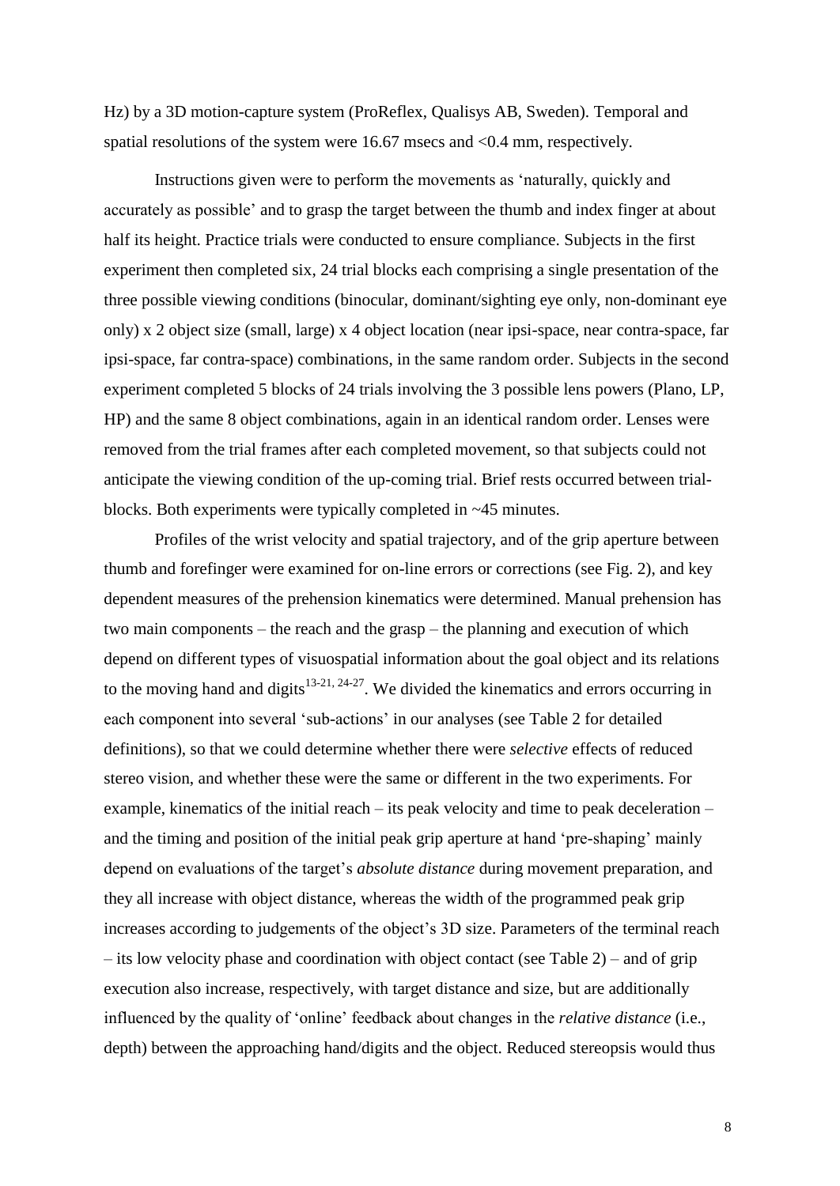Hz) by a 3D motion-capture system (ProReflex, Qualisys AB, Sweden). Temporal and spatial resolutions of the system were 16.67 msecs and <0.4 mm, respectively.

Instructions given were to perform the movements as 'naturally, quickly and accurately as possible' and to grasp the target between the thumb and index finger at about half its height. Practice trials were conducted to ensure compliance. Subjects in the first experiment then completed six, 24 trial blocks each comprising a single presentation of the three possible viewing conditions (binocular, dominant/sighting eye only, non-dominant eye only) x 2 object size (small, large) x 4 object location (near ipsi-space, near contra-space, far ipsi-space, far contra-space) combinations, in the same random order. Subjects in the second experiment completed 5 blocks of 24 trials involving the 3 possible lens powers (Plano, LP, HP) and the same 8 object combinations, again in an identical random order. Lenses were removed from the trial frames after each completed movement, so that subjects could not anticipate the viewing condition of the up-coming trial. Brief rests occurred between trial-blocks. Both experiments were typically completed in ~45 minutes.

Profiles of the wrist velocity and spatial trajectory, and of the grip aperture between thumb and forefinger were examined for on-line errors or corrections (see Fig. 2), and key dependent measures of the prehension kinematics were determined. Manual prehension has two main components – the reach and the grasp – the planning and execution of which depend on different types of visuospatial information about the goal object and its relations to the moving hand and digits[13-21, 24-27]. We divided the kinematics and errors occurring in each component into several 'sub-actions' in our analyses (see Table 2 for detailed definitions), so that we could determine whether there were *selective* effects of reduced stereo vision, and whether these were the same or different in the two experiments. For example, kinematics of the initial reach – its peak velocity and time to peak deceleration – and the timing and position of the initial peak grip aperture at hand 'pre-shaping' mainly depend on evaluations of the target's *absolute distance* during movement preparation, and they all increase with object distance, whereas the width of the programmed peak grip increases according to judgements of the object's 3D size. Parameters of the terminal reach – its low velocity phase and coordination with object contact (see Table 2) – and of grip execution also increase, respectively, with target distance and size, but are additionally influenced by the quality of 'online' feedback about changes in the *relative distance* (i.e., depth) between the approaching hand/digits and the object. Reduced stereopsis would thus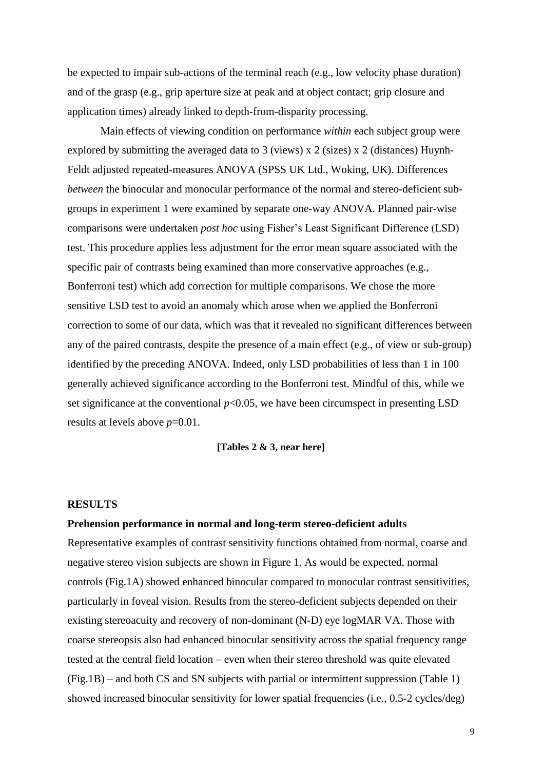be expected to impair sub-actions of the terminal reach (e.g., low velocity phase duration) and of the grasp (e.g., grip aperture size at peak and at object contact; grip closure and application times) already linked to depth-from-disparity processing.

Main effects of viewing condition on performance *within* each subject group were explored by submitting the averaged data to 3 (views) x 2 (sizes) x 2 (distances) Huynh-Feldt adjusted repeated-measures ANOVA (SPSS UK Ltd., Woking, UK). Differences *between* the binocular and monocular performance of the normal and stereo-deficient sub-groups in experiment 1 were examined by separate one-way ANOVA. Planned pair-wise comparisons were undertaken *post hoc* using Fisher's Least Significant Difference (LSD) test. This procedure applies less adjustment for the error mean square associated with the specific pair of contrasts being examined than more conservative approaches (e.g., Bonferroni test) which add correction for multiple comparisons. We chose the more sensitive LSD test to avoid an anomaly which arose when we applied the Bonferroni correction to some of our data, which was that it revealed no significant differences between any of the paired contrasts, despite the presence of a main effect (e.g., of view or sub-group) identified by the preceding ANOVA. Indeed, only LSD probabilities of less than 1 in 100 generally achieved significance according to the Bonferroni test. Mindful of this, while we set significance at the conventional $p<0.05$, we have been circumspect in presenting LSD results at levels above $p=0.01$.

**[Tables 2 & 3, near here]**

## RESULTS

### Prehension performance in normal and long-term stereo-deficient adults

Representative examples of contrast sensitivity functions obtained from normal, coarse and negative stereo vision subjects are shown in Figure 1. As would be expected, normal controls (Fig.1A) showed enhanced binocular compared to monocular contrast sensitivities, particularly in foveal vision. Results from the stereo-deficient subjects depended on their existing stereoacuity and recovery of non-dominant (N-D) eye logMAR VA. Those with coarse stereopsis also had enhanced binocular sensitivity across the spatial frequency range tested at the central field location – even when their stereo threshold was quite elevated (Fig.1B) – and both CS and SN subjects with partial or intermittent suppression (Table 1) showed increased binocular sensitivity for lower spatial frequencies (i.e., 0.5-2 cycles/deg)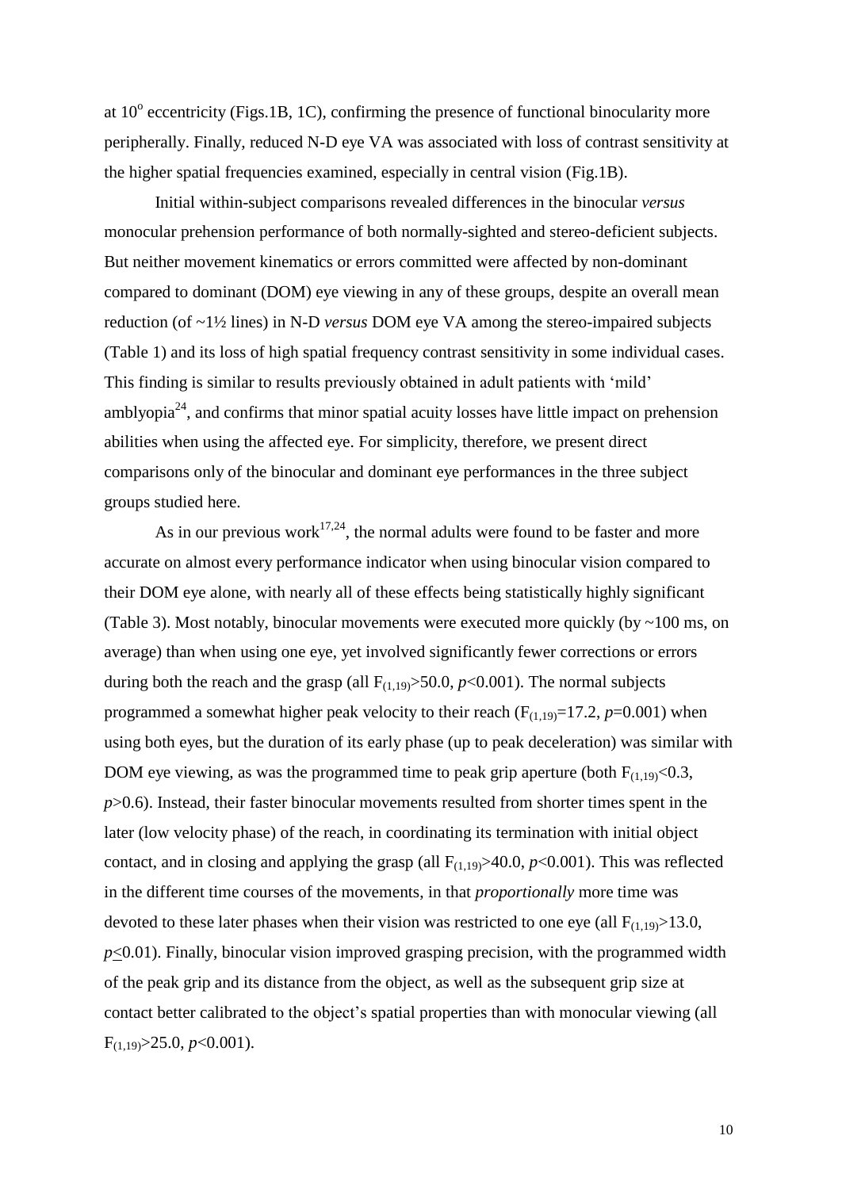at $10^o$ eccentricity (Figs.1B, 1C), confirming the presence of functional binocularity more peripherally. Finally, reduced N-D eye VA was associated with loss of contrast sensitivity at the higher spatial frequencies examined, especially in central vision (Fig.1B).

Initial within-subject comparisons revealed differences in the binocular *versus* monocular prehension performance of both normally-sighted and stereo-deficient subjects. But neither movement kinematics or errors committed were affected by non-dominant compared to dominant (DOM) eye viewing in any of these groups, despite an overall mean reduction (of ~1½ lines) in N-D *versus* DOM eye VA among the stereo-impaired subjects (Table 1) and its loss of high spatial frequency contrast sensitivity in some individual cases. This finding is similar to results previously obtained in adult patients with 'mild' amblyopia[24], and confirms that minor spatial acuity losses have little impact on prehension abilities when using the affected eye. For simplicity, therefore, we present direct comparisons only of the binocular and dominant eye performances in the three subject groups studied here.

As in our previous work[17,24], the normal adults were found to be faster and more accurate on almost every performance indicator when using binocular vision compared to their DOM eye alone, with nearly all of these effects being statistically highly significant (Table 3). Most notably, binocular movements were executed more quickly (by ~100 ms, on average) than when using one eye, yet involved significantly fewer corrections or errors during both the reach and the grasp (all $F_{(1,19)}>50.0$, $p<0.001$). The normal subjects programmed a somewhat higher peak velocity to their reach ($F_{(1,19)}=17.2$, $p=0.001$) when using both eyes, but the duration of its early phase (up to peak deceleration) was similar with DOM eye viewing, as was the programmed time to peak grip aperture (both $F_{(1,19)}<0.3$, $p>0.6$). Instead, their faster binocular movements resulted from shorter times spent in the later (low velocity phase) of the reach, in coordinating its termination with initial object contact, and in closing and applying the grasp (all $F_{(1,19)}>40.0$, $p<0.001$). This was reflected in the different time courses of the movements, in that *proportionally* more time was devoted to these later phases when their vision was restricted to one eye (all $F_{(1,19)}>13.0$, $p\leq0.01$). Finally, binocular vision improved grasping precision, with the programmed width of the peak grip and its distance from the object, as well as the subsequent grip size at contact better calibrated to the object's spatial properties than with monocular viewing (all $F_{(1,19)}>25.0$, $p<0.001$).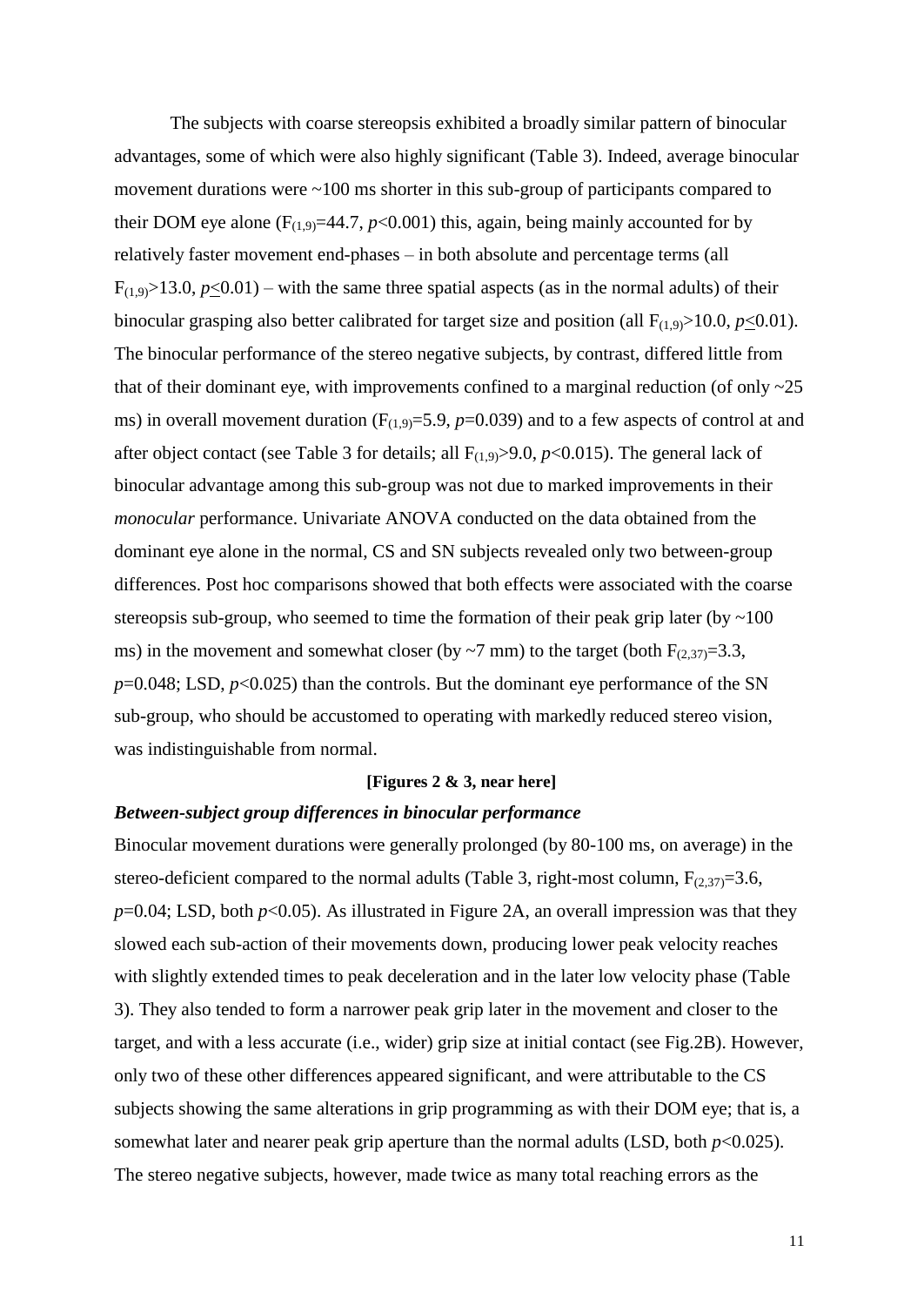The subjects with coarse stereopsis exhibited a broadly similar pattern of binocular advantages, some of which were also highly significant (Table 3). Indeed, average binocular movement durations were ~100 ms shorter in this sub-group of participants compared to their DOM eye alone ($F_{(1,9)}=44.7$, $p<0.001$) this, again, being mainly accounted for by relatively faster movement end-phases – in both absolute and percentage terms (all $F_{(1,9)}>13.0$, $p\leq0.01$) – with the same three spatial aspects (as in the normal adults) of their binocular grasping also better calibrated for target size and position (all $F_{(1,9)}>10.0$, $p\leq0.01$). The binocular performance of the stereo negative subjects, by contrast, differed little from that of their dominant eye, with improvements confined to a marginal reduction (of only ~25 ms) in overall movement duration ($F_{(1,9)}=5.9$, $p=0.039$) and to a few aspects of control at and after object contact (see Table 3 for details; all $F_{(1,9)}>9.0$, $p<0.015$). The general lack of binocular advantage among this sub-group was not due to marked improvements in their *monocular* performance. Univariate ANOVA conducted on the data obtained from the dominant eye alone in the normal, CS and SN subjects revealed only two between-group differences. Post hoc comparisons showed that both effects were associated with the coarse stereopsis sub-group, who seemed to time the formation of their peak grip later (by ~100 ms) in the movement and somewhat closer (by ~7 mm) to the target (both $F_{(2,37)}=3.3$, $p=0.048$; LSD, $p<0.025$) than the controls. But the dominant eye performance of the SN sub-group, who should be accustomed to operating with markedly reduced stereo vision, was indistinguishable from normal.

**[Figures 2 & 3, near here]**

***Between-subject group differences in binocular performance***

Binocular movement durations were generally prolonged (by 80-100 ms, on average) in the stereo-deficient compared to the normal adults (Table 3, right-most column, $F_{(2,37)}=3.6$, $p=0.04$; LSD, both $p<0.05$). As illustrated in Figure 2A, an overall impression was that they slowed each sub-action of their movements down, producing lower peak velocity reaches with slightly extended times to peak deceleration and in the later low velocity phase (Table 3). They also tended to form a narrower peak grip later in the movement and closer to the target, and with a less accurate (i.e., wider) grip size at initial contact (see Fig.2B). However, only two of these other differences appeared significant, and were attributable to the CS subjects showing the same alterations in grip programming as with their DOM eye; that is, a somewhat later and nearer peak grip aperture than the normal adults (LSD, both $p<0.025$). The stereo negative subjects, however, made twice as many total reaching errors as the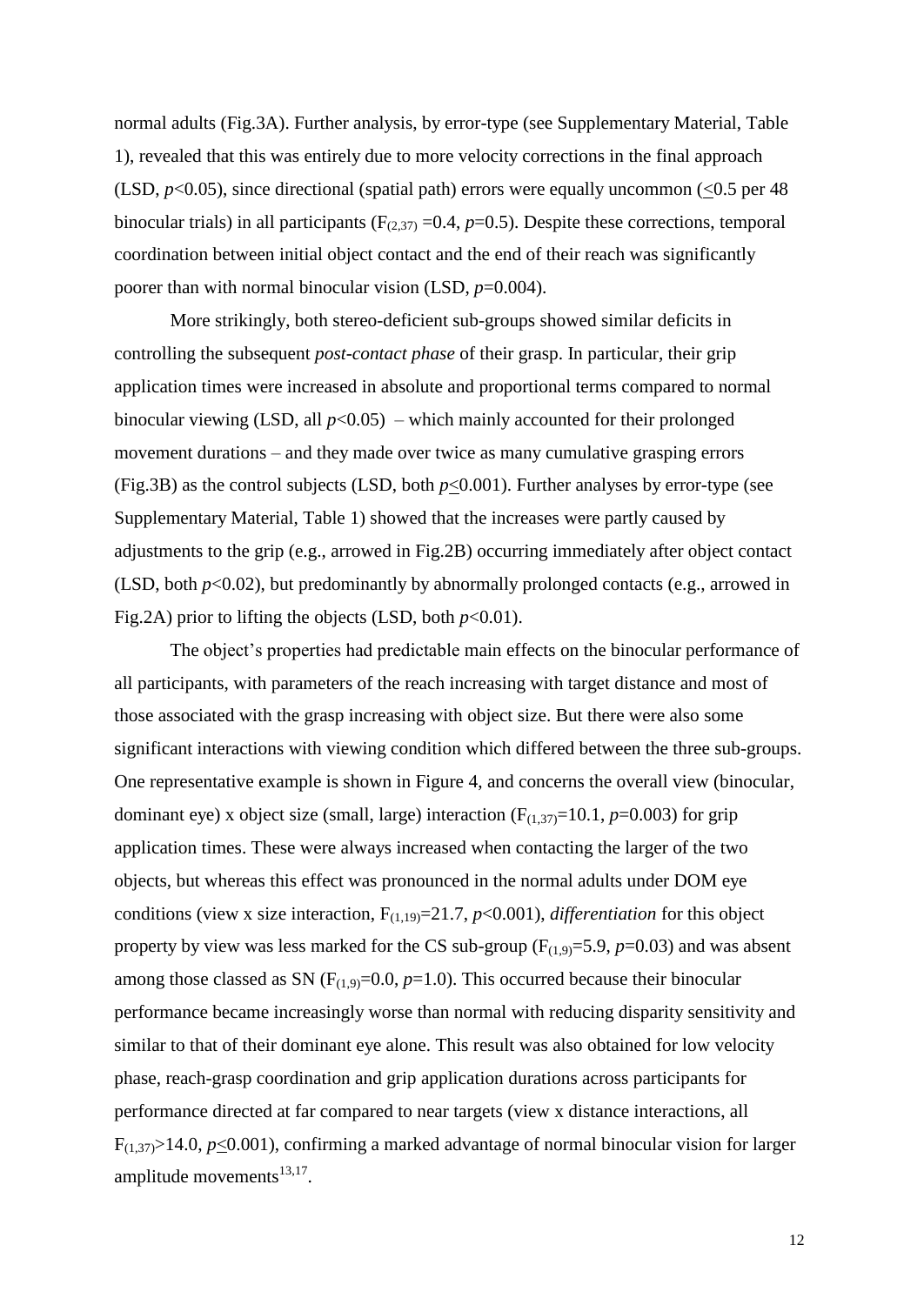normal adults (Fig.3A). Further analysis, by error-type (see Supplementary Material, Table 1), revealed that this was entirely due to more velocity corrections in the final approach (LSD, $p<0.05$), since directional (spatial path) errors were equally uncommon ($\leq$0.5 per 48 binocular trials) in all participants ($F_{(2,37)}=0.4$, $p=0.5$). Despite these corrections, temporal coordination between initial object contact and the end of their reach was significantly poorer than with normal binocular vision (LSD, $p=0.004$).

More strikingly, both stereo-deficient sub-groups showed similar deficits in controlling the subsequent *post-contact phase* of their grasp. In particular, their grip application times were increased in absolute and proportional terms compared to normal binocular viewing (LSD, all $p<0.05$) – which mainly accounted for their prolonged movement durations – and they made over twice as many cumulative grasping errors (Fig.3B) as the control subjects (LSD, both $p\leq0.001$). Further analyses by error-type (see Supplementary Material, Table 1) showed that the increases were partly caused by adjustments to the grip (e.g., arrowed in Fig.2B) occurring immediately after object contact (LSD, both $p<0.02$), but predominantly by abnormally prolonged contacts (e.g., arrowed in Fig.2A) prior to lifting the objects (LSD, both $p<0.01$).

The object's properties had predictable main effects on the binocular performance of all participants, with parameters of the reach increasing with target distance and most of those associated with the grasp increasing with object size. But there were also some significant interactions with viewing condition which differed between the three sub-groups. One representative example is shown in Figure 4, and concerns the overall view (binocular, dominant eye) x object size (small, large) interaction ($F_{(1,37)}=10.1$, $p=0.003$) for grip application times. These were always increased when contacting the larger of the two objects, but whereas this effect was pronounced in the normal adults under DOM eye conditions (view x size interaction, $F_{(1,19)}=21.7$, $p<0.001$), *differentiation* for this object property by view was less marked for the CS sub-group ($F_{(1,9)}=5.9$, $p=0.03$) and was absent among those classed as SN ($F_{(1,9)}=0.0$, $p=1.0$). This occurred because their binocular performance became increasingly worse than normal with reducing disparity sensitivity and similar to that of their dominant eye alone. This result was also obtained for low velocity phase, reach-grasp coordination and grip application durations across participants for performance directed at far compared to near targets (view x distance interactions, all $F_{(1,37)}>14.0$, $p\leq0.001$), confirming a marked advantage of normal binocular vision for larger amplitude movements[13,17].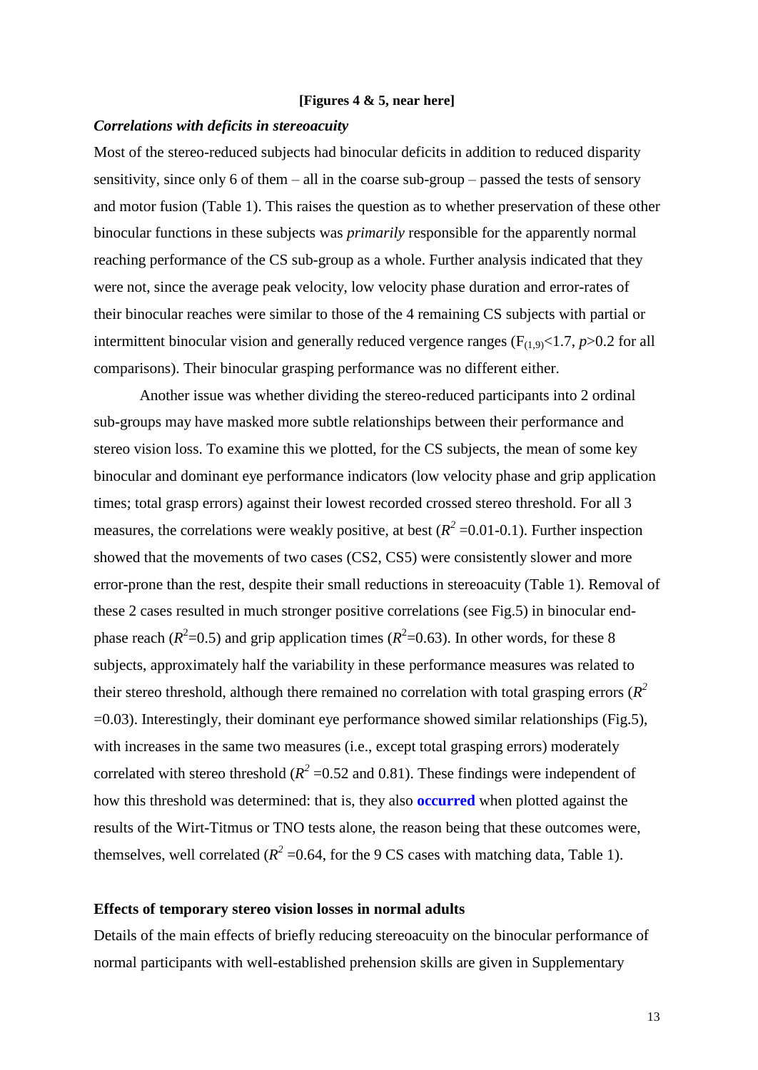**[Figures 4 & 5, near here]**

***Correlations with deficits in stereoacuity***

Most of the stereo-reduced subjects had binocular deficits in addition to reduced disparity sensitivity, since only 6 of them – all in the coarse sub-group – passed the tests of sensory and motor fusion (Table 1). This raises the question as to whether preservation of these other binocular functions in these subjects was *primarily* responsible for the apparently normal reaching performance of the CS sub-group as a whole. Further analysis indicated that they were not, since the average peak velocity, low velocity phase duration and error-rates of their binocular reaches were similar to those of the 4 remaining CS subjects with partial or intermittent binocular vision and generally reduced vergence ranges ($F_{(1,9)}$<1.7, $p$>0.2 for all comparisons). Their binocular grasping performance was no different either.

Another issue was whether dividing the stereo-reduced participants into 2 ordinal sub-groups may have masked more subtle relationships between their performance and stereo vision loss. To examine this we plotted, for the CS subjects, the mean of some key binocular and dominant eye performance indicators (low velocity phase and grip application times; total grasp errors) against their lowest recorded crossed stereo threshold. For all 3 measures, the correlations were weakly positive, at best ($R^2$ =0.01-0.1). Further inspection showed that the movements of two cases (CS2, CS5) were consistently slower and more error-prone than the rest, despite their small reductions in stereoacuity (Table 1). Removal of these 2 cases resulted in much stronger positive correlations (see Fig.5) in binocular end-phase reach ($R^2$=0.5) and grip application times ($R^2$=0.63). In other words, for these 8 subjects, approximately half the variability in these performance measures was related to their stereo threshold, although there remained no correlation with total grasping errors ($R^2$ =0.03). Interestingly, their dominant eye performance showed similar relationships (Fig.5), with increases in the same two measures (i.e., except total grasping errors) moderately correlated with stereo threshold ($R^2$ =0.52 and 0.81). These findings were independent of how this threshold was determined: that is, they also **occurred** when plotted against the results of the Wirt-Titmus or TNO tests alone, the reason being that these outcomes were, themselves, well correlated ($R^2$ =0.64, for the 9 CS cases with matching data, Table 1).

**Effects of temporary stereo vision losses in normal adults**

Details of the main effects of briefly reducing stereoacuity on the binocular performance of normal participants with well-established prehension skills are given in Supplementary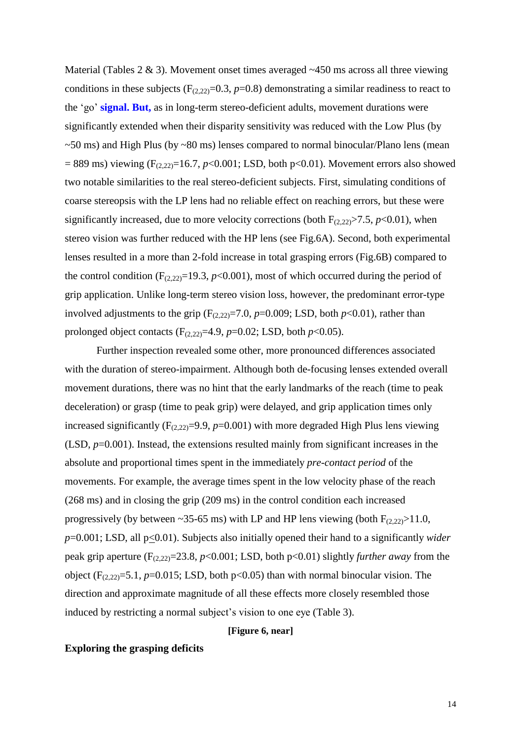Material (Tables 2 & 3). Movement onset times averaged ~450 ms across all three viewing conditions in these subjects ($F_{(2,22)}$=0.3, $p$=0.8) demonstrating a similar readiness to react to the 'go' **signal. But,** as in long-term stereo-deficient adults, movement durations were significantly extended when their disparity sensitivity was reduced with the Low Plus (by ~50 ms) and High Plus (by ~80 ms) lenses compared to normal binocular/Plano lens (mean = 889 ms) viewing ($F_{(2,22)}$=16.7, $p$<0.001; LSD, both p<0.01). Movement errors also showed two notable similarities to the real stereo-deficient subjects. First, simulating conditions of coarse stereopsis with the LP lens had no reliable effect on reaching errors, but these were significantly increased, due to more velocity corrections (both $F_{(2,22)}$>7.5, $p$<0.01), when stereo vision was further reduced with the HP lens (see Fig.6A). Second, both experimental lenses resulted in a more than 2-fold increase in total grasping errors (Fig.6B) compared to the control condition ($F_{(2,22)}$=19.3, $p$<0.001), most of which occurred during the period of grip application. Unlike long-term stereo vision loss, however, the predominant error-type involved adjustments to the grip ($F_{(2,22)}$=7.0, $p$=0.009; LSD, both $p$<0.01), rather than prolonged object contacts ($F_{(2,22)}$=4.9, $p$=0.02; LSD, both $p$<0.05).

Further inspection revealed some other, more pronounced differences associated with the duration of stereo-impairment. Although both de-focusing lenses extended overall movement durations, there was no hint that the early landmarks of the reach (time to peak deceleration) or grasp (time to peak grip) were delayed, and grip application times only increased significantly ($F_{(2,22)}$=9.9, $p$=0.001) with more degraded High Plus lens viewing (LSD, $p$=0.001). Instead, the extensions resulted mainly from significant increases in the absolute and proportional times spent in the immediately *pre-contact period* of the movements. For example, the average times spent in the low velocity phase of the reach (268 ms) and in closing the grip (209 ms) in the control condition each increased progressively (by between ~35-65 ms) with LP and HP lens viewing (both $F_{(2,22)}$>11.0, $p$=0.001; LSD, all p≤0.01). Subjects also initially opened their hand to a significantly *wider* peak grip aperture ($F_{(2,22)}$=23.8, $p$<0.001; LSD, both p<0.01) slightly *further away* from the object ($F_{(2,22)}$=5.1, $p$=0.015; LSD, both p<0.05) than with normal binocular vision. The direction and approximate magnitude of all these effects more closely resembled those induced by restricting a normal subject's vision to one eye (Table 3).

**[Figure 6, near]**

**Exploring the grasping deficits**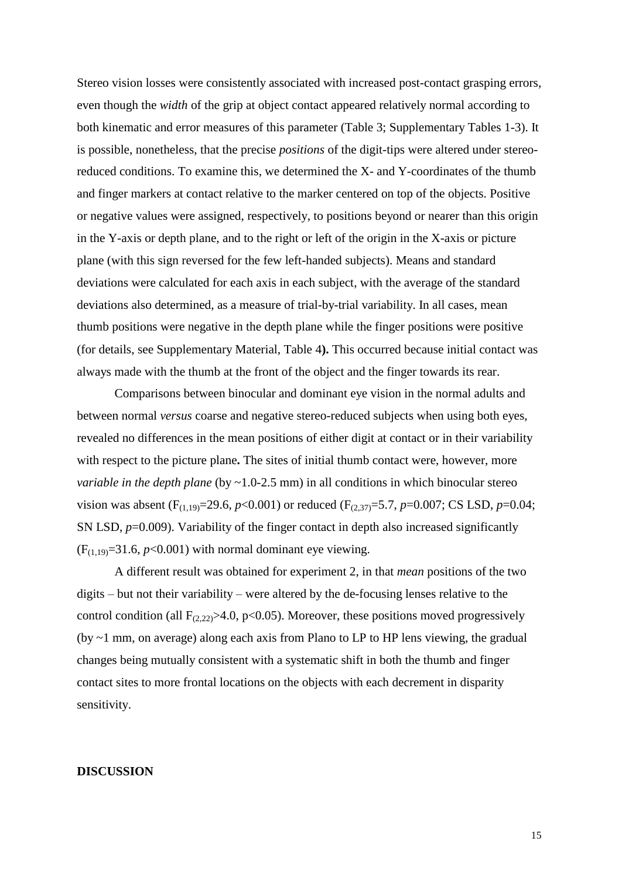Stereo vision losses were consistently associated with increased post-contact grasping errors, even though the *width* of the grip at object contact appeared relatively normal according to both kinematic and error measures of this parameter (Table 3; Supplementary Tables 1-3). It is possible, nonetheless, that the precise *positions* of the digit-tips were altered under stereo-reduced conditions. To examine this, we determined the X- and Y-coordinates of the thumb and finger markers at contact relative to the marker centered on top of the objects. Positive or negative values were assigned, respectively, to positions beyond or nearer than this origin in the Y-axis or depth plane, and to the right or left of the origin in the X-axis or picture plane (with this sign reversed for the few left-handed subjects). Means and standard deviations were calculated for each axis in each subject, with the average of the standard deviations also determined, as a measure of trial-by-trial variability. In all cases, mean thumb positions were negative in the depth plane while the finger positions were positive (for details, see Supplementary Material, Table 4**).** This occurred because initial contact was always made with the thumb at the front of the object and the finger towards its rear.

Comparisons between binocular and dominant eye vision in the normal adults and between normal *versus* coarse and negative stereo-reduced subjects when using both eyes, revealed no differences in the mean positions of either digit at contact or in their variability with respect to the picture plane**.** The sites of initial thumb contact were, however, more *variable in the depth plane* (by ~1.0-2.5 mm) in all conditions in which binocular stereo vision was absent ($F_{(1,19)}=29.6$, $p<0.001$) or reduced ($F_{(2,37)}=5.7$, $p=0.007$; CS LSD, $p=0.04$; SN LSD, $p=0.009$). Variability of the finger contact in depth also increased significantly ($F_{(1,19)}=31.6$, $p<0.001$) with normal dominant eye viewing.

A different result was obtained for experiment 2, in that *mean* positions of the two digits – but not their variability – were altered by the de-focusing lenses relative to the control condition (all $F_{(2,22)}>4.0$, $p<0.05$). Moreover, these positions moved progressively (by ~1 mm, on average) along each axis from Plano to LP to HP lens viewing, the gradual changes being mutually consistent with a systematic shift in both the thumb and finger contact sites to more frontal locations on the objects with each decrement in disparity sensitivity.

## DISCUSSION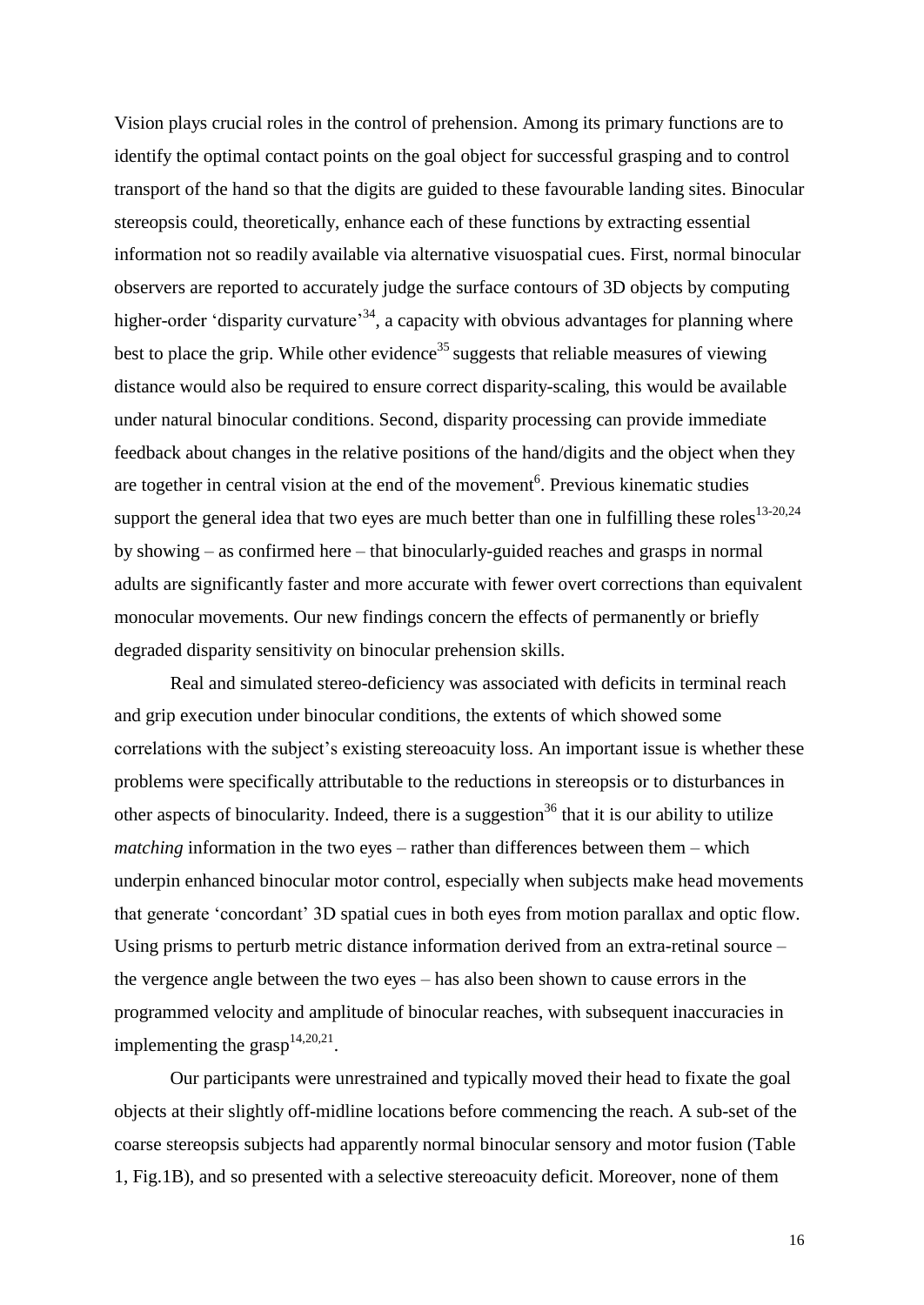Vision plays crucial roles in the control of prehension. Among its primary functions are to identify the optimal contact points on the goal object for successful grasping and to control transport of the hand so that the digits are guided to these favourable landing sites. Binocular stereopsis could, theoretically, enhance each of these functions by extracting essential information not so readily available via alternative visuospatial cues. First, normal binocular observers are reported to accurately judge the surface contours of 3D objects by computing higher-order 'disparity curvature'[34], a capacity with obvious advantages for planning where best to place the grip. While other evidence[35] suggests that reliable measures of viewing distance would also be required to ensure correct disparity-scaling, this would be available under natural binocular conditions. Second, disparity processing can provide immediate feedback about changes in the relative positions of the hand/digits and the object when they are together in central vision at the end of the movement[6]. Previous kinematic studies support the general idea that two eyes are much better than one in fulfilling these roles[13-20,24] by showing – as confirmed here – that binocularly-guided reaches and grasps in normal adults are significantly faster and more accurate with fewer overt corrections than equivalent monocular movements. Our new findings concern the effects of permanently or briefly degraded disparity sensitivity on binocular prehension skills.

Real and simulated stereo-deficiency was associated with deficits in terminal reach and grip execution under binocular conditions, the extents of which showed some correlations with the subject's existing stereoacuity loss. An important issue is whether these problems were specifically attributable to the reductions in stereopsis or to disturbances in other aspects of binocularity. Indeed, there is a suggestion[36] that it is our ability to utilize *matching* information in the two eyes – rather than differences between them – which underpin enhanced binocular motor control, especially when subjects make head movements that generate 'concordant' 3D spatial cues in both eyes from motion parallax and optic flow. Using prisms to perturb metric distance information derived from an extra-retinal source – the vergence angle between the two eyes – has also been shown to cause errors in the programmed velocity and amplitude of binocular reaches, with subsequent inaccuracies in implementing the grasp[14,20,21].

Our participants were unrestrained and typically moved their head to fixate the goal objects at their slightly off-midline locations before commencing the reach. A sub-set of the coarse stereopsis subjects had apparently normal binocular sensory and motor fusion (Table 1, Fig.1B), and so presented with a selective stereoacuity deficit. Moreover, none of them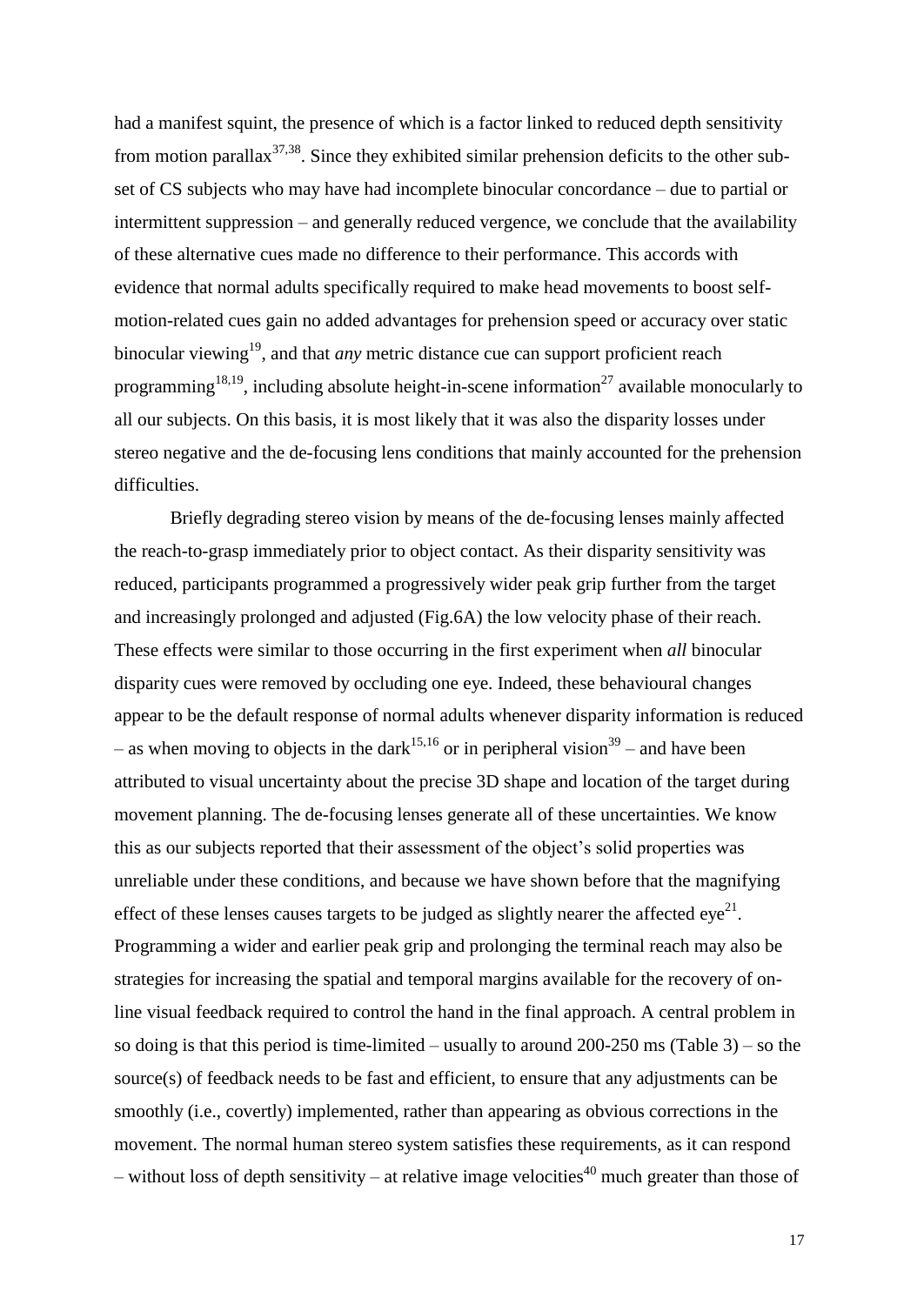had a manifest squint, the presence of which is a factor linked to reduced depth sensitivity from motion parallax[37,38]. Since they exhibited similar prehension deficits to the other sub-set of CS subjects who may have had incomplete binocular concordance – due to partial or intermittent suppression – and generally reduced vergence, we conclude that the availability of these alternative cues made no difference to their performance. This accords with evidence that normal adults specifically required to make head movements to boost self-motion-related cues gain no added advantages for prehension speed or accuracy over static binocular viewing[19], and that *any* metric distance cue can support proficient reach programming[18,19], including absolute height-in-scene information[27] available monocularly to all our subjects. On this basis, it is most likely that it was also the disparity losses under stereo negative and the de-focusing lens conditions that mainly accounted for the prehension difficulties.

Briefly degrading stereo vision by means of the de-focusing lenses mainly affected the reach-to-grasp immediately prior to object contact. As their disparity sensitivity was reduced, participants programmed a progressively wider peak grip further from the target and increasingly prolonged and adjusted (Fig.6A) the low velocity phase of their reach. These effects were similar to those occurring in the first experiment when *all* binocular disparity cues were removed by occluding one eye. Indeed, these behavioural changes appear to be the default response of normal adults whenever disparity information is reduced – as when moving to objects in the dark[15,16] or in peripheral vision[39] – and have been attributed to visual uncertainty about the precise 3D shape and location of the target during movement planning. The de-focusing lenses generate all of these uncertainties. We know this as our subjects reported that their assessment of the object's solid properties was unreliable under these conditions, and because we have shown before that the magnifying effect of these lenses causes targets to be judged as slightly nearer the affected eye[21]. Programming a wider and earlier peak grip and prolonging the terminal reach may also be strategies for increasing the spatial and temporal margins available for the recovery of on-line visual feedback required to control the hand in the final approach. A central problem in so doing is that this period is time-limited – usually to around 200-250 ms (Table 3) – so the source(s) of feedback needs to be fast and efficient, to ensure that any adjustments can be smoothly (i.e., covertly) implemented, rather than appearing as obvious corrections in the movement. The normal human stereo system satisfies these requirements, as it can respond – without loss of depth sensitivity – at relative image velocities[40] much greater than those of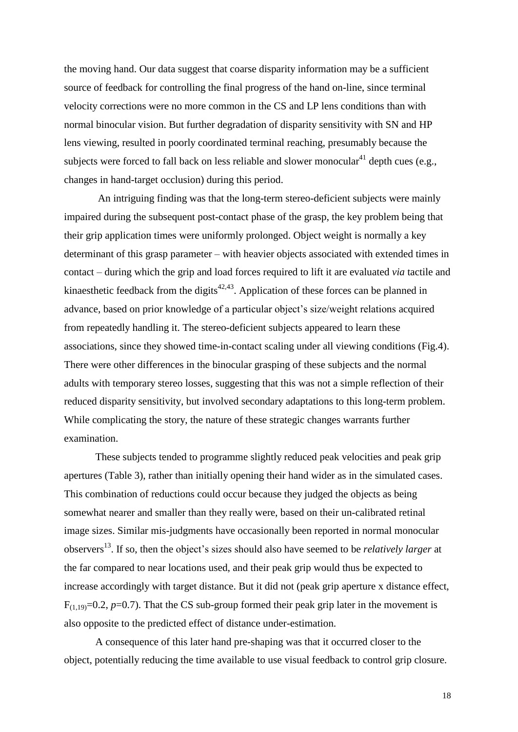the moving hand. Our data suggest that coarse disparity information may be a sufficient source of feedback for controlling the final progress of the hand on-line, since terminal velocity corrections were no more common in the CS and LP lens conditions than with normal binocular vision. But further degradation of disparity sensitivity with SN and HP lens viewing, resulted in poorly coordinated terminal reaching, presumably because the subjects were forced to fall back on less reliable and slower monocular[41] depth cues (e.g., changes in hand-target occlusion) during this period.

An intriguing finding was that the long-term stereo-deficient subjects were mainly impaired during the subsequent post-contact phase of the grasp, the key problem being that their grip application times were uniformly prolonged. Object weight is normally a key determinant of this grasp parameter – with heavier objects associated with extended times in contact – during which the grip and load forces required to lift it are evaluated *via* tactile and kinaesthetic feedback from the digits[42,43]. Application of these forces can be planned in advance, based on prior knowledge of a particular object's size/weight relations acquired from repeatedly handling it. The stereo-deficient subjects appeared to learn these associations, since they showed time-in-contact scaling under all viewing conditions (Fig.4). There were other differences in the binocular grasping of these subjects and the normal adults with temporary stereo losses, suggesting that this was not a simple reflection of their reduced disparity sensitivity, but involved secondary adaptations to this long-term problem. While complicating the story, the nature of these strategic changes warrants further examination.

These subjects tended to programme slightly reduced peak velocities and peak grip apertures (Table 3), rather than initially opening their hand wider as in the simulated cases. This combination of reductions could occur because they judged the objects as being somewhat nearer and smaller than they really were, based on their un-calibrated retinal image sizes. Similar mis-judgments have occasionally been reported in normal monocular observers[13]. If so, then the object's sizes should also have seemed to be *relatively larger* at the far compared to near locations used, and their peak grip would thus be expected to increase accordingly with target distance. But it did not (peak grip aperture x distance effect, $F_{(1,19)}=0.2$, $p=0.7$). That the CS sub-group formed their peak grip later in the movement is also opposite to the predicted effect of distance under-estimation.

A consequence of this later hand pre-shaping was that it occurred closer to the object, potentially reducing the time available to use visual feedback to control grip closure.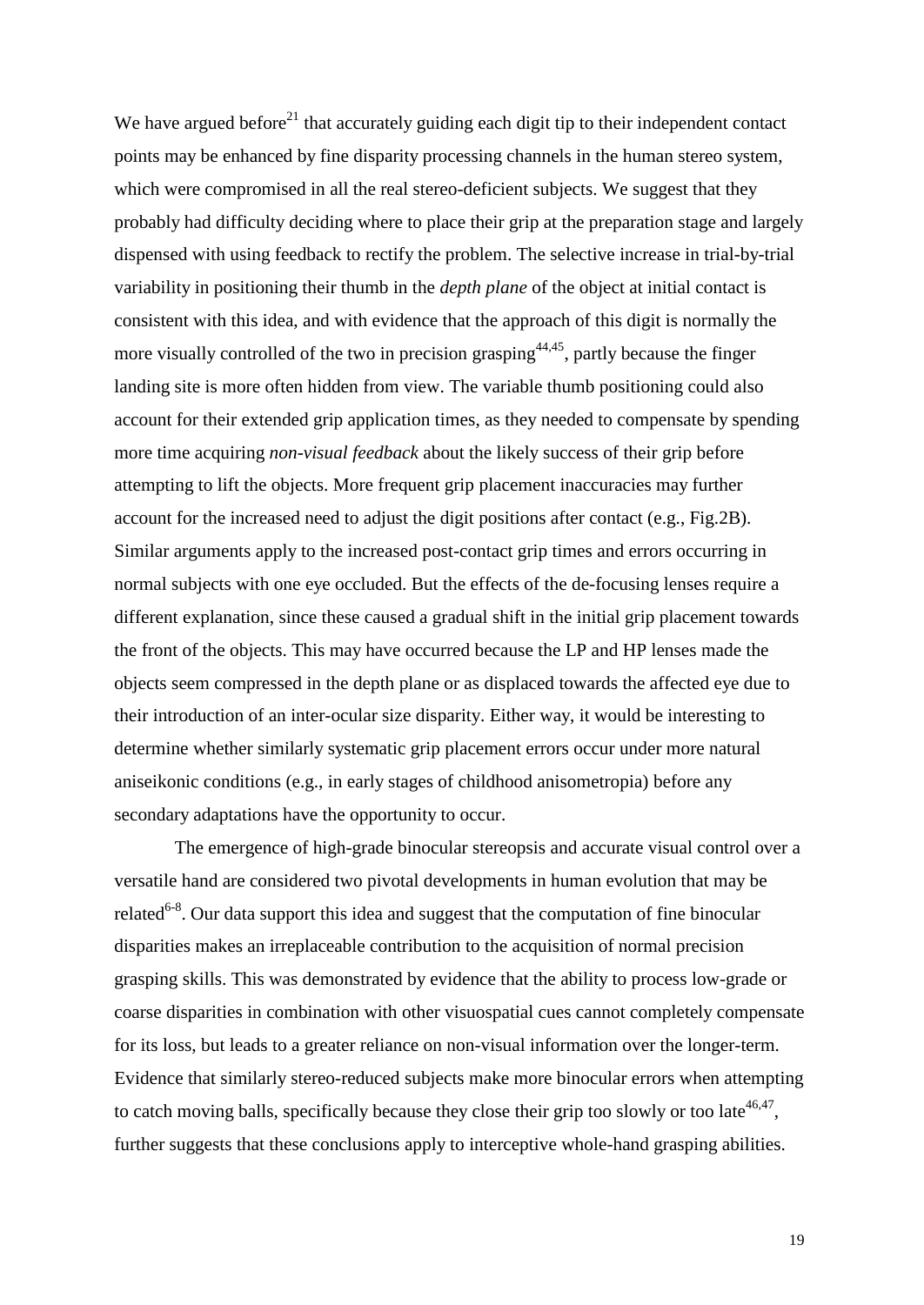We have argued before[21] that accurately guiding each digit tip to their independent contact points may be enhanced by fine disparity processing channels in the human stereo system, which were compromised in all the real stereo-deficient subjects. We suggest that they probably had difficulty deciding where to place their grip at the preparation stage and largely dispensed with using feedback to rectify the problem. The selective increase in trial-by-trial variability in positioning their thumb in the *depth plane* of the object at initial contact is consistent with this idea, and with evidence that the approach of this digit is normally the more visually controlled of the two in precision grasping[44,45], partly because the finger landing site is more often hidden from view. The variable thumb positioning could also account for their extended grip application times, as they needed to compensate by spending more time acquiring *non-visual feedback* about the likely success of their grip before attempting to lift the objects. More frequent grip placement inaccuracies may further account for the increased need to adjust the digit positions after contact (e.g., Fig.2B). Similar arguments apply to the increased post-contact grip times and errors occurring in normal subjects with one eye occluded. But the effects of the de-focusing lenses require a different explanation, since these caused a gradual shift in the initial grip placement towards the front of the objects. This may have occurred because the LP and HP lenses made the objects seem compressed in the depth plane or as displaced towards the affected eye due to their introduction of an inter-ocular size disparity. Either way, it would be interesting to determine whether similarly systematic grip placement errors occur under more natural aniseikonic conditions (e.g., in early stages of childhood anisometropia) before any secondary adaptations have the opportunity to occur.

The emergence of high-grade binocular stereopsis and accurate visual control over a versatile hand are considered two pivotal developments in human evolution that may be related[6-8]. Our data support this idea and suggest that the computation of fine binocular disparities makes an irreplaceable contribution to the acquisition of normal precision grasping skills. This was demonstrated by evidence that the ability to process low-grade or coarse disparities in combination with other visuospatial cues cannot completely compensate for its loss, but leads to a greater reliance on non-visual information over the longer-term. Evidence that similarly stereo-reduced subjects make more binocular errors when attempting to catch moving balls, specifically because they close their grip too slowly or too late[46,47], further suggests that these conclusions apply to interceptive whole-hand grasping abilities.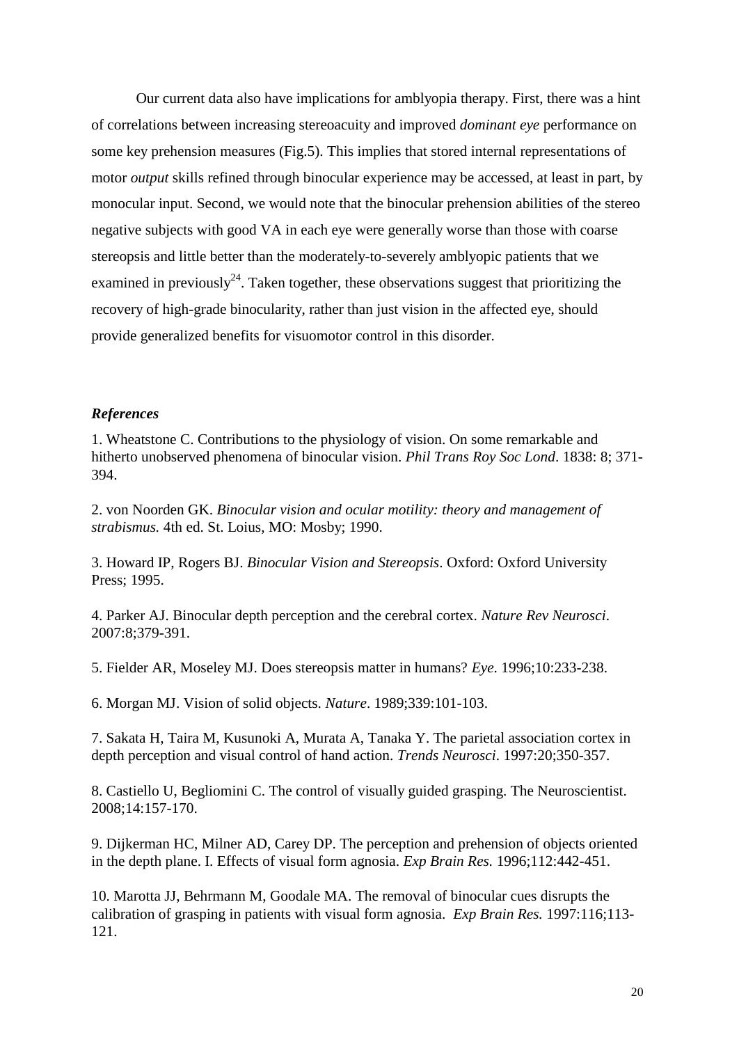Our current data also have implications for amblyopia therapy. First, there was a hint of correlations between increasing stereoacuity and improved *dominant eye* performance on some key prehension measures (Fig.5). This implies that stored internal representations of motor *output* skills refined through binocular experience may be accessed, at least in part, by monocular input. Second, we would note that the binocular prehension abilities of the stereo negative subjects with good VA in each eye were generally worse than those with coarse stereopsis and little better than the moderately-to-severely amblyopic patients that we examined in previously[24]. Taken together, these observations suggest that prioritizing the recovery of high-grade binocularity, rather than just vision in the affected eye, should provide generalized benefits for visuomotor control in this disorder.

### *References*

1. Wheatstone C. Contributions to the physiology of vision. On some remarkable and hitherto unobserved phenomena of binocular vision. *Phil Trans Roy Soc Lond*. 1838: 8; 371-394.

2. von Noorden GK. *Binocular vision and ocular motility: theory and management of strabismus.* 4th ed. St. Loius, MO: Mosby; 1990.

3. Howard IP, Rogers BJ. *Binocular Vision and Stereopsis*. Oxford: Oxford University Press; 1995.

4. Parker AJ. Binocular depth perception and the cerebral cortex. *Nature Rev Neurosci*. 2007:8;379-391.

5. Fielder AR, Moseley MJ. Does stereopsis matter in humans? *Eye*. 1996;10:233-238.

6. Morgan MJ. Vision of solid objects. *Nature*. 1989;339:101-103.

7. Sakata H, Taira M, Kusunoki A, Murata A, Tanaka Y. The parietal association cortex in depth perception and visual control of hand action. *Trends Neurosci*. 1997:20;350-357.

8. Castiello U, Begliomini C. The control of visually guided grasping. The Neuroscientist. 2008;14:157-170.

9. Dijkerman HC, Milner AD, Carey DP. The perception and prehension of objects oriented in the depth plane. I. Effects of visual form agnosia. *Exp Brain Res.* 1996;112:442-451.

10. Marotta JJ, Behrmann M, Goodale MA. The removal of binocular cues disrupts the calibration of grasping in patients with visual form agnosia. *Exp Brain Res.* 1997:116;113-121.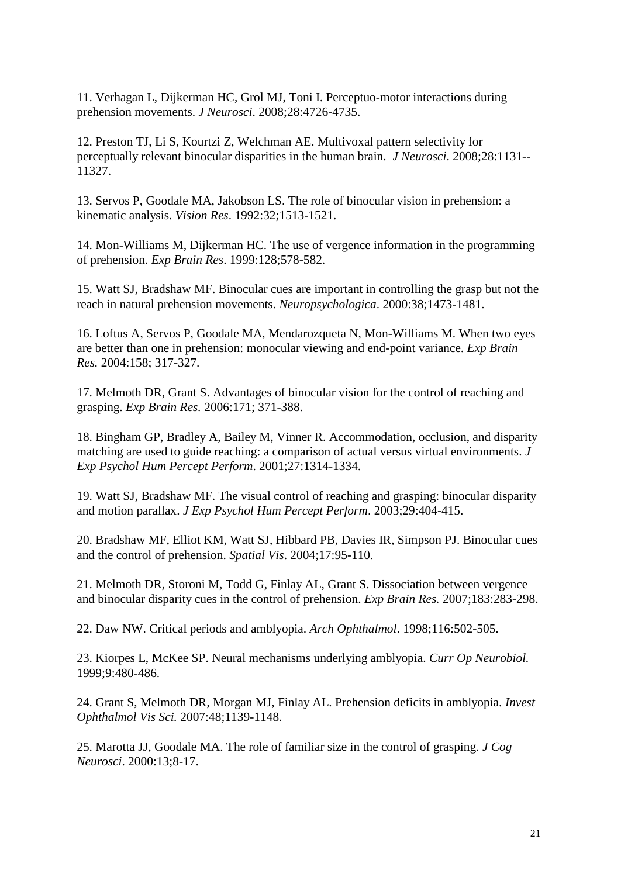11. Verhagan L, Dijkerman HC, Grol MJ, Toni I. Perceptuo-motor interactions during prehension movements. *J Neurosci*. 2008;28:4726-4735.

12. Preston TJ, Li S, Kourtzi Z, Welchman AE. Multivoxal pattern selectivity for perceptually relevant binocular disparities in the human brain. *J Neurosci*. 2008;28:1131--11327.

13. Servos P, Goodale MA, Jakobson LS. The role of binocular vision in prehension: a kinematic analysis. *Vision Res*. 1992:32;1513-1521.

14. Mon-Williams M, Dijkerman HC. The use of vergence information in the programming of prehension. *Exp Brain Res*. 1999:128;578-582.

15. Watt SJ, Bradshaw MF. Binocular cues are important in controlling the grasp but not the reach in natural prehension movements. *Neuropsychologica*. 2000:38;1473-1481.

16. Loftus A, Servos P, Goodale MA, Mendarozqueta N, Mon-Williams M. When two eyes are better than one in prehension: monocular viewing and end-point variance. *Exp Brain Res.* 2004:158; 317-327.

17. Melmoth DR, Grant S. Advantages of binocular vision for the control of reaching and grasping. *Exp Brain Res.* 2006:171; 371-388.

18. Bingham GP, Bradley A, Bailey M, Vinner R. Accommodation, occlusion, and disparity matching are used to guide reaching: a comparison of actual versus virtual environments. *J Exp Psychol Hum Percept Perform*. 2001;27:1314-1334.

19. Watt SJ, Bradshaw MF. The visual control of reaching and grasping: binocular disparity and motion parallax. *J Exp Psychol Hum Percept Perform*. 2003;29:404-415.

20. Bradshaw MF, Elliot KM, Watt SJ, Hibbard PB, Davies IR, Simpson PJ. Binocular cues and the control of prehension. *Spatial Vis*. 2004;17:95-110.

21. Melmoth DR, Storoni M, Todd G, Finlay AL, Grant S. Dissociation between vergence and binocular disparity cues in the control of prehension. *Exp Brain Res.* 2007;183:283-298.

22. Daw NW. Critical periods and amblyopia. *Arch Ophthalmol*. 1998;116:502-505.

23. Kiorpes L, McKee SP. Neural mechanisms underlying amblyopia. *Curr Op Neurobiol.* 1999;9:480-486.

24. Grant S, Melmoth DR, Morgan MJ, Finlay AL. Prehension deficits in amblyopia. *Invest Ophthalmol Vis Sci.* 2007:48;1139-1148.

25. Marotta JJ, Goodale MA. The role of familiar size in the control of grasping. *J Cog Neurosci*. 2000:13;8-17.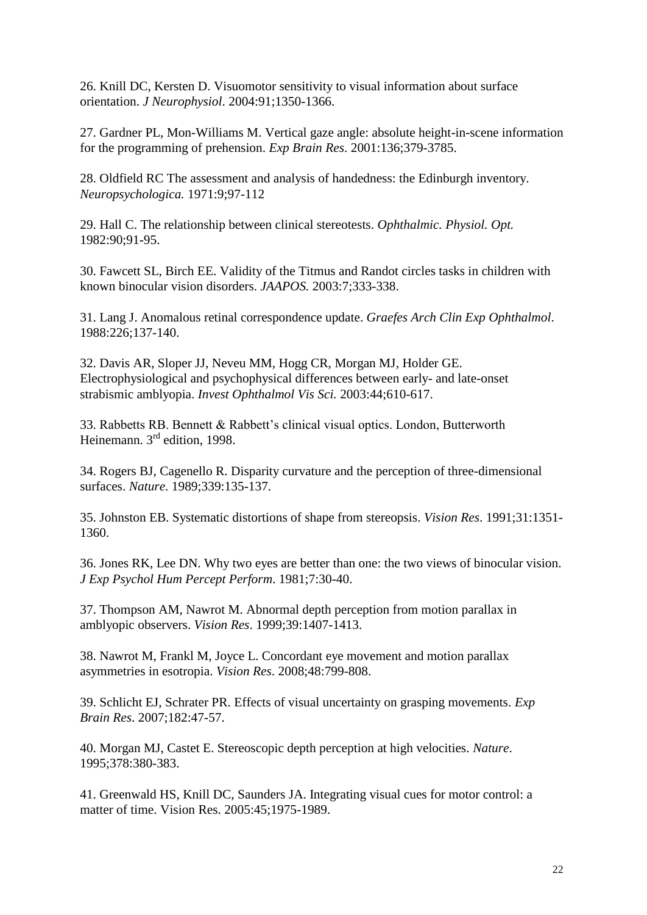26. Knill DC, Kersten D. Visuomotor sensitivity to visual information about surface orientation. *J Neurophysiol*. 2004:91;1350-1366.

27. Gardner PL, Mon-Williams M. Vertical gaze angle: absolute height-in-scene information for the programming of prehension. *Exp Brain Res*. 2001:136;379-3785.

28. Oldfield RC The assessment and analysis of handedness: the Edinburgh inventory. *Neuropsychologica.* 1971:9;97-112

29. Hall C. The relationship between clinical stereotests. *Ophthalmic. Physiol. Opt.* 1982:90;91-95.

30. Fawcett SL, Birch EE. Validity of the Titmus and Randot circles tasks in children with known binocular vision disorders. *JAAPOS.* 2003:7;333-338.

31. Lang J. Anomalous retinal correspondence update. *Graefes Arch Clin Exp Ophthalmol*. 1988:226;137-140.

32. Davis AR, Sloper JJ, Neveu MM, Hogg CR, Morgan MJ, Holder GE. Electrophysiological and psychophysical differences between early- and late-onset strabismic amblyopia. *Invest Ophthalmol Vis Sci.* 2003:44;610-617.

33. Rabbetts RB. Bennett & Rabbett's clinical visual optics. London, Butterworth Heinemann. 3rd edition, 1998.

34. Rogers BJ, Cagenello R. Disparity curvature and the perception of three-dimensional surfaces. *Nature*. 1989;339:135-137.

35. Johnston EB. Systematic distortions of shape from stereopsis. *Vision Res*. 1991;31:1351-1360.

36. Jones RK, Lee DN. Why two eyes are better than one: the two views of binocular vision. *J Exp Psychol Hum Percept Perform*. 1981;7:30-40.

37. Thompson AM, Nawrot M. Abnormal depth perception from motion parallax in amblyopic observers. *Vision Res*. 1999;39:1407-1413.

38. Nawrot M, Frankl M, Joyce L. Concordant eye movement and motion parallax asymmetries in esotropia. *Vision Res*. 2008;48:799-808.

39. Schlicht EJ, Schrater PR. Effects of visual uncertainty on grasping movements. *Exp Brain Res*. 2007;182:47-57.

40. Morgan MJ, Castet E. Stereoscopic depth perception at high velocities. *Nature*. 1995;378:380-383.

41. Greenwald HS, Knill DC, Saunders JA. Integrating visual cues for motor control: a matter of time. Vision Res. 2005:45;1975-1989.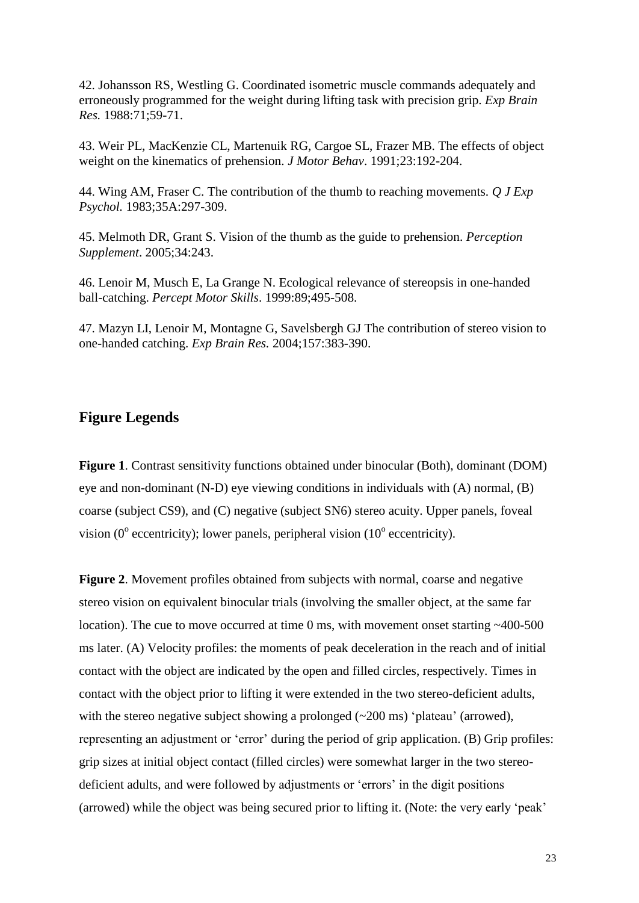42. Johansson RS, Westling G. Coordinated isometric muscle commands adequately and erroneously programmed for the weight during lifting task with precision grip. *Exp Brain Res.* 1988:71;59-71.

43. Weir PL, MacKenzie CL, Martenuik RG, Cargoe SL, Frazer MB. The effects of object weight on the kinematics of prehension. *J Motor Behav*. 1991;23:192-204.

44. Wing AM, Fraser C. The contribution of the thumb to reaching movements. *Q J Exp Psychol.* 1983;35A:297-309.

45. Melmoth DR, Grant S. Vision of the thumb as the guide to prehension. *Perception Supplement*. 2005;34:243.

46. Lenoir M, Musch E, La Grange N. Ecological relevance of stereopsis in one-handed ball-catching. *Percept Motor Skills*. 1999:89;495-508.

47. Mazyn LI, Lenoir M, Montagne G, Savelsbergh GJ The contribution of stereo vision to one-handed catching. *Exp Brain Res.* 2004;157:383-390.

## Figure Legends

**Figure 1**. Contrast sensitivity functions obtained under binocular (Both), dominant (DOM) eye and non-dominant (N-D) eye viewing conditions in individuals with (A) normal, (B) coarse (subject CS9), and (C) negative (subject SN6) stereo acuity. Upper panels, foveal vision ($0^{o}$ eccentricity); lower panels, peripheral vision ($10^{o}$ eccentricity).

**Figure 2**. Movement profiles obtained from subjects with normal, coarse and negative stereo vision on equivalent binocular trials (involving the smaller object, at the same far location). The cue to move occurred at time 0 ms, with movement onset starting ~400-500 ms later. (A) Velocity profiles: the moments of peak deceleration in the reach and of initial contact with the object are indicated by the open and filled circles, respectively. Times in contact with the object prior to lifting it were extended in the two stereo-deficient adults, with the stereo negative subject showing a prolonged (~200 ms) 'plateau' (arrowed), representing an adjustment or 'error' during the period of grip application. (B) Grip profiles: grip sizes at initial object contact (filled circles) were somewhat larger in the two stereo-deficient adults, and were followed by adjustments or 'errors' in the digit positions (arrowed) while the object was being secured prior to lifting it. (Note: the very early 'peak'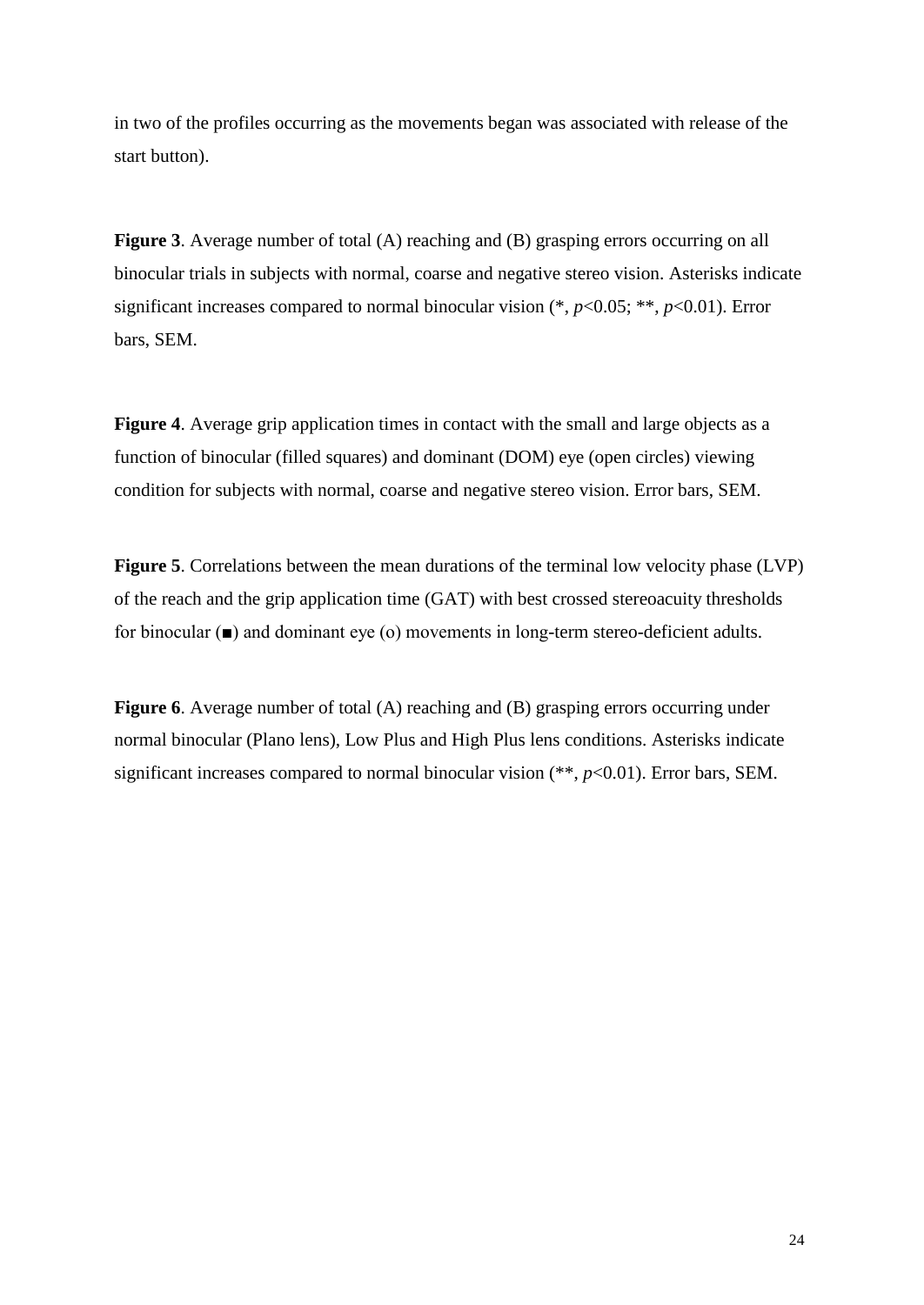in two of the profiles occurring as the movements began was associated with release of the start button).

**Figure 3**. Average number of total (A) reaching and (B) grasping errors occurring on all binocular trials in subjects with normal, coarse and negative stereo vision. Asterisks indicate significant increases compared to normal binocular vision (*, $p<0.05$; **, $p<0.01$). Error bars, SEM.

**Figure 4**. Average grip application times in contact with the small and large objects as a function of binocular (filled squares) and dominant (DOM) eye (open circles) viewing condition for subjects with normal, coarse and negative stereo vision. Error bars, SEM.

**Figure 5**. Correlations between the mean durations of the terminal low velocity phase (LVP) of the reach and the grip application time (GAT) with best crossed stereoacuity thresholds for binocular (■) and dominant eye (o) movements in long-term stereo-deficient adults.

**Figure 6**. Average number of total (A) reaching and (B) grasping errors occurring under normal binocular (Plano lens), Low Plus and High Plus lens conditions. Asterisks indicate significant increases compared to normal binocular vision (**, $p<0.01$). Error bars, SEM.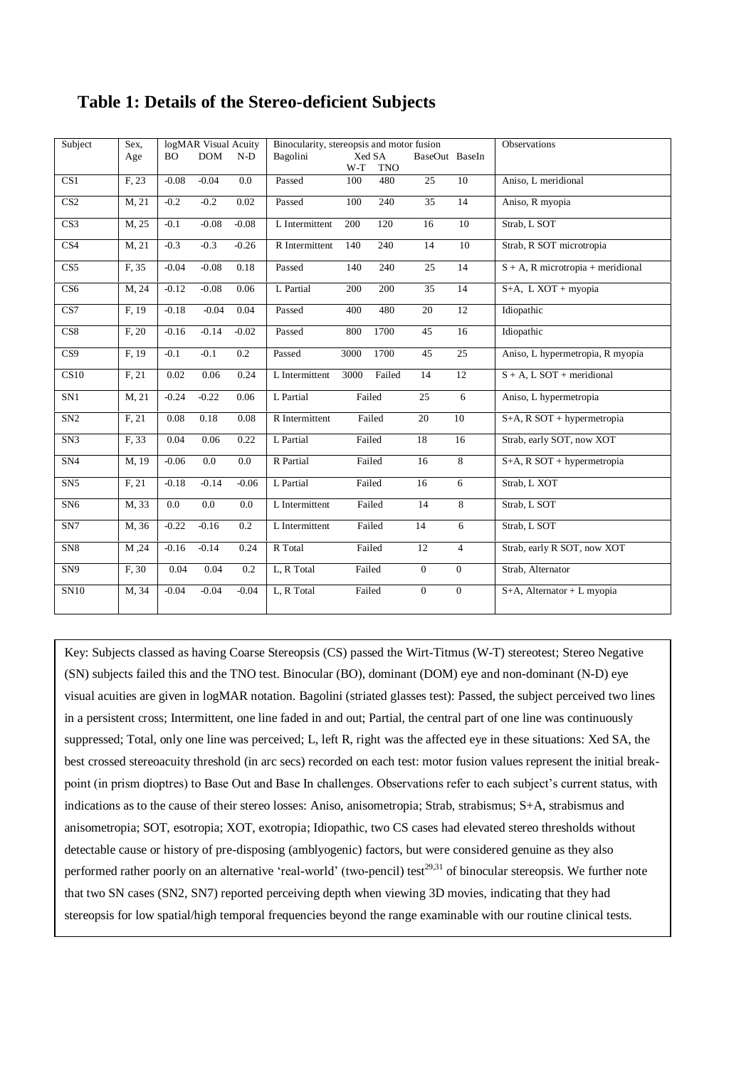## Table 1: Details of the Stereo-deficient Subjects

| Subject | Sex, Age | logMAR Visual Acuity | | | Binocularity, stereopsis and motor fusion | | | | | Observations |
|---|---|---|---|---|---|---|---|---|---|---|
| | | BO | DOM | N-D | Bagolini | Xed SA W-T | Xed SA TNO | BaseOut | BaseIn | |
| CS1 | F, 23 | -0.08 | -0.04 | 0.0 | Passed | 100 | 480 | 25 | 10 | Aniso, L meridional |
| CS2 | M, 21 | -0.2 | -0.2 | 0.02 | Passed | 100 | 240 | 35 | 14 | Aniso, R myopia |
| CS3 | M, 25 | -0.1 | -0.08 | -0.08 | L Intermittent | 200 | 120 | 16 | 10 | Strab, L SOT |
| CS4 | M, 21 | -0.3 | -0.3 | -0.26 | R Intermittent | 140 | 240 | 14 | 10 | Strab, R SOT microtropia |
| CS5 | F, 35 | -0.04 | -0.08 | 0.18 | Passed | 140 | 240 | 25 | 14 | S + A, R microtropia + meridional |
| CS6 | M, 24 | -0.12 | -0.08 | 0.06 | L Partial | 200 | 200 | 35 | 14 | S+A, L XOT + myopia |
| CS7 | F, 19 | -0.18 | -0.04 | 0.04 | Passed | 400 | 480 | 20 | 12 | Idiopathic |
| CS8 | F, 20 | -0.16 | -0.14 | -0.02 | Passed | 800 | 1700 | 45 | 16 | Idiopathic |
| CS9 | F, 19 | -0.1 | -0.1 | 0.2 | Passed | 3000 | 1700 | 45 | 25 | Aniso, L hypermetropia, R myopia |
| CS10 | F, 21 | 0.02 | 0.06 | 0.24 | L Intermittent | 3000 | Failed | 14 | 12 | S + A, L SOT + meridional |
| SN1 | M, 21 | -0.24 | -0.22 | 0.06 | L Partial | Failed | | 25 | 6 | Aniso, L hypermetropia |
| SN2 | F, 21 | 0.08 | 0.18 | 0.08 | R Intermittent | Failed | | 20 | 10 | S+A, R SOT + hypermetropia |
| SN3 | F, 33 | 0.04 | 0.06 | 0.22 | L Partial | Failed | | 18 | 16 | Strab, early SOT, now XOT |
| SN4 | M, 19 | -0.06 | 0.0 | 0.0 | R Partial | Failed | | 16 | 8 | S+A, R SOT + hypermetropia |
| SN5 | F, 21 | -0.18 | -0.14 | -0.06 | L Partial | Failed | | 16 | 6 | Strab, L XOT |
| SN6 | M, 33 | 0.0 | 0.0 | 0.0 | L Intermittent | Failed | | 14 | 8 | Strab, L SOT |
| SN7 | M, 36 | -0.22 | -0.16 | 0.2 | L Intermittent | Failed | | 14 | 6 | Strab, L SOT |
| SN8 | M ,24 | -0.16 | -0.14 | 0.24 | R Total | Failed | | 12 | 4 | Strab, early R SOT, now XOT |
| SN9 | F, 30 | 0.04 | 0.04 | 0.2 | L, R Total | Failed | | 0 | 0 | Strab, Alternator |
| SN10 | M, 34 | -0.04 | -0.04 | -0.04 | L, R Total | Failed | | 0 | 0 | S+A, Alternator + L myopia |

Key: Subjects classed as having Coarse Stereopsis (CS) passed the Wirt-Titmus (W-T) stereotest; Stereo Negative (SN) subjects failed this and the TNO test. Binocular (BO), dominant (DOM) eye and non-dominant (N-D) eye visual acuities are given in logMAR notation. Bagolini (striated glasses test): Passed, the subject perceived two lines in a persistent cross; Intermittent, one line faded in and out; Partial, the central part of one line was continuously suppressed; Total, only one line was perceived; L, left R, right was the affected eye in these situations: Xed SA, the best crossed stereoacuity threshold (in arc secs) recorded on each test: motor fusion values represent the initial break-point (in prism dioptres) to Base Out and Base In challenges. Observations refer to each subject's current status, with indications as to the cause of their stereo losses: Aniso, anisometropia; Strab, strabismus; S+A, strabismus and anisometropia; SOT, esotropia; XOT, exotropia; Idiopathic, two CS cases had elevated stereo thresholds without detectable cause or history of pre-disposing (amblyogenic) factors, but were considered genuine as they also performed rather poorly on an alternative 'real-world' (two-pencil) test[29,31] of binocular stereopsis. We further note that two SN cases (SN2, SN7) reported perceiving depth when viewing 3D movies, indicating that they had stereopsis for low spatial/high temporal frequencies beyond the range examinable with our routine clinical tests.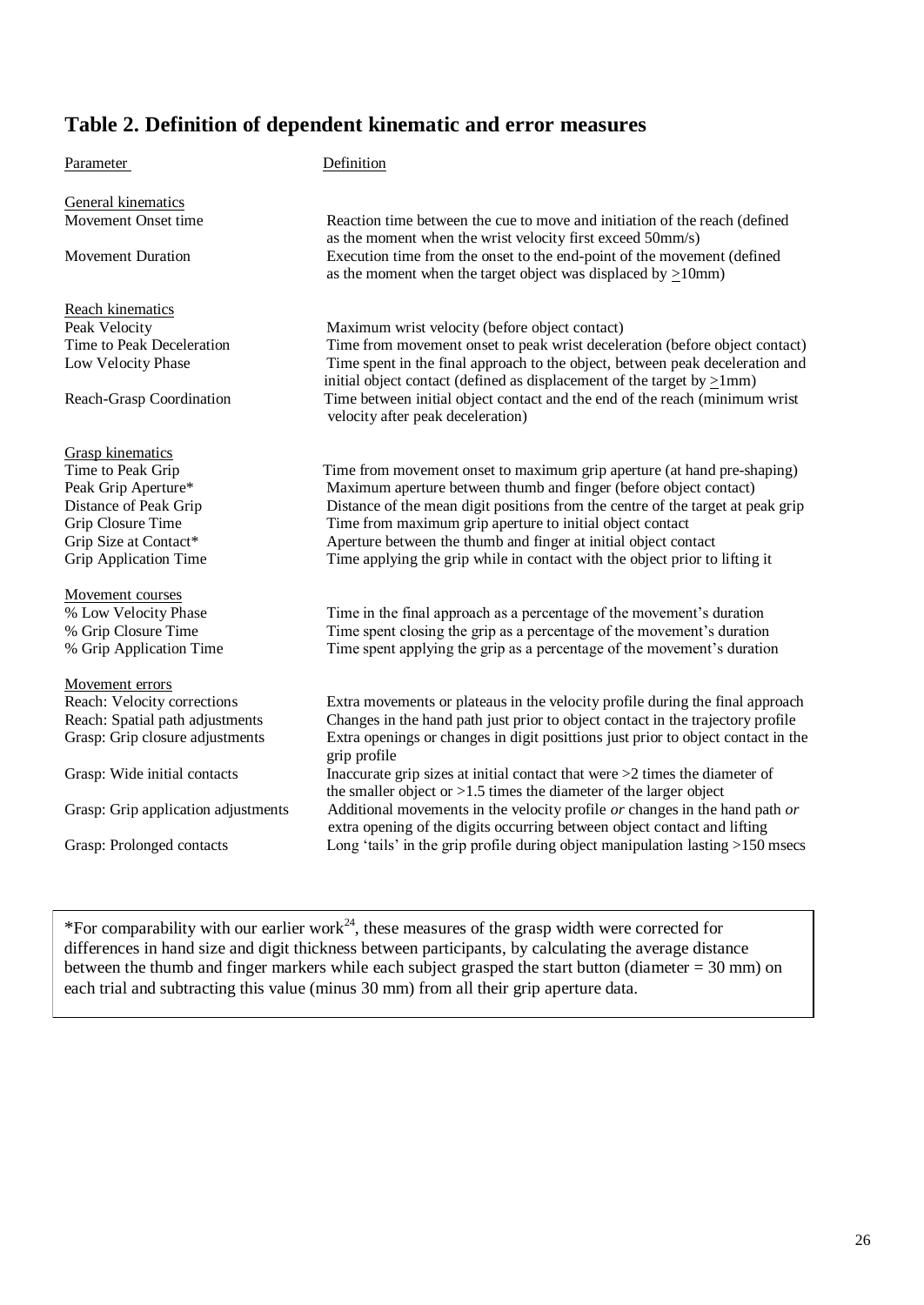## Table 2. Definition of dependent kinematic and error measures

| Parameter | Definition |
|---|---|
| **General kinematics** | |
| Movement Onset time | Reaction time between the cue to move and initiation of the reach (defined as the moment when the wrist velocity first exceed 50mm/s) |
| Movement Duration | Execution time from the onset to the end-point of the movement (defined as the moment when the target object was displaced by ≥10mm) |
| **Reach kinematics** | |
| Peak Velocity | Maximum wrist velocity (before object contact) |
| Time to Peak Deceleration | Time from movement onset to peak wrist deceleration (before object contact) |
| Low Velocity Phase | Time spent in the final approach to the object, between peak deceleration and initial object contact (defined as displacement of the target by ≥1mm) |
| Reach-Grasp Coordination | Time between initial object contact and the end of the reach (minimum wrist velocity after peak deceleration) |
| **Grasp kinematics** | |
| Time to Peak Grip | Time from movement onset to maximum grip aperture (at hand pre-shaping) |
| Peak Grip Aperture* | Maximum aperture between thumb and finger (before object contact) |
| Distance of Peak Grip | Distance of the mean digit positions from the centre of the target at peak grip |
| Grip Closure Time | Time from maximum grip aperture to initial object contact |
| Grip Size at Contact* | Aperture between the thumb and finger at initial object contact |
| Grip Application Time | Time applying the grip while in contact with the object prior to lifting it |
| **Movement courses** | |
| % Low Velocity Phase | Time in the final approach as a percentage of the movement's duration |
| % Grip Closure Time | Time spent closing the grip as a percentage of the movement's duration |
| % Grip Application Time | Time spent applying the grip as a percentage of the movement's duration |
| **Movement errors** | |
| Reach: Velocity corrections | Extra movements or plateaus in the velocity profile during the final approach |
| Reach: Spatial path adjustments | Changes in the hand path just prior to object contact in the trajectory profile |
| Grasp: Grip closure adjustments | Extra openings or changes in digit posittions just prior to object contact in the grip profile |
| Grasp: Wide initial contacts | Inaccurate grip sizes at initial contact that were >2 times the diameter of the smaller object or >1.5 times the diameter of the larger object |
| Grasp: Grip application adjustments | Additional movements in the velocity profile *or* changes in the hand path *or* extra opening of the digits occurring between object contact and lifting |
| Grasp: Prolonged contacts | Long 'tails' in the grip profile during object manipulation lasting >150 msecs |

*For comparability with our earlier work[24], these measures of the grasp width were corrected for differences in hand size and digit thickness between participants, by calculating the average distance between the thumb and finger markers while each subject grasped the start button (diameter = 30 mm) on each trial and subtracting this value (minus 30 mm) from all their grip aperture data.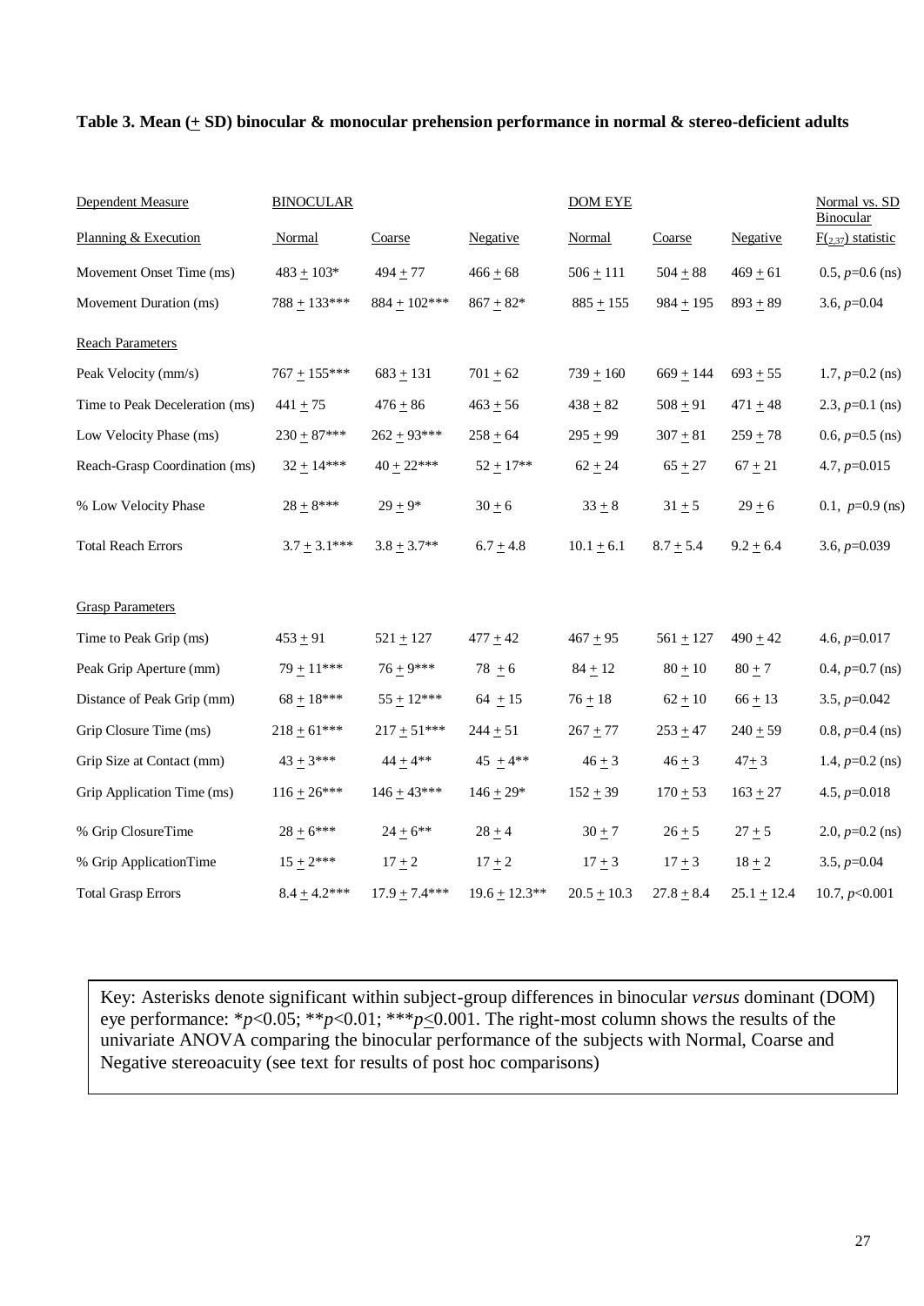**Table 3. Mean (± SD) binocular & monocular prehension performance in normal & stereo-deficient adults**

| Dependent Measure | BINOCULAR | | | DOM EYE | | | Normal vs. SD Binocular |
|---|---|---|---|---|---|---|---|
| Planning & Execution | Normal | Coarse | Negative | Normal | Coarse | Negative | $F_{(2,37)}$ statistic |
| Movement Onset Time (ms) | 483 ± 103* | 494 ± 77 | 466 ± 68 | 506 ± 111 | 504 ± 88 | 469 ± 61 | 0.5, $p$=0.6 (ns) |
| Movement Duration (ms) | 788 ± 133*** | 884 ± 102*** | 867 ± 82* | 885 ± 155 | 984 ± 195 | 893 ± 89 | 3.6, $p$=0.04 |
| Reach Parameters | | | | | | | |
| Peak Velocity (mm/s) | 767 ± 155*** | 683 ± 131 | 701 ± 62 | 739 ± 160 | 669 ± 144 | 693 ± 55 | 1.7, $p$=0.2 (ns) |
| Time to Peak Deceleration (ms) | 441 ± 75 | 476 ± 86 | 463 ± 56 | 438 ± 82 | 508 ± 91 | 471 ± 48 | 2.3, $p$=0.1 (ns) |
| Low Velocity Phase (ms) | 230 ± 87*** | 262 ± 93*** | 258 ± 64 | 295 ± 99 | 307 ± 81 | 259 ± 78 | 0.6, $p$=0.5 (ns) |
| Reach-Grasp Coordination (ms) | 32 ± 14*** | 40 ± 22*** | 52 ± 17** | 62 ± 24 | 65 ± 27 | 67 ± 21 | 4.7, $p$=0.015 |
| % Low Velocity Phase | 28 ± 8*** | 29 ± 9* | 30 ± 6 | 33 ± 8 | 31 ± 5 | 29 ± 6 | 0.1, $p$=0.9 (ns) |
| Total Reach Errors | 3.7 ± 3.1*** | 3.8 ± 3.7** | 6.7 ± 4.8 | 10.1 ± 6.1 | 8.7 ± 5.4 | 9.2 ± 6.4 | 3.6, $p$=0.039 |
| Grasp Parameters | | | | | | | |
| Time to Peak Grip (ms) | 453 ± 91 | 521 ± 127 | 477 ± 42 | 467 ± 95 | 561 ± 127 | 490 ± 42 | 4.6, $p$=0.017 |
| Peak Grip Aperture (mm) | 79 ± 11*** | 76 ± 9*** | 78 ± 6 | 84 ± 12 | 80 ± 10 | 80 ± 7 | 0.4, $p$=0.7 (ns) |
| Distance of Peak Grip (mm) | 68 ± 18*** | 55 ± 12*** | 64 ± 15 | 76 ± 18 | 62 ± 10 | 66 ± 13 | 3.5, $p$=0.042 |
| Grip Closure Time (ms) | 218 ± 61*** | 217 ± 51*** | 244 ± 51 | 267 ± 77 | 253 ± 47 | 240 ± 59 | 0.8, $p$=0.4 (ns) |
| Grip Size at Contact (mm) | 43 ± 3*** | 44 ± 4** | 45 ± 4** | 46 ± 3 | 46 ± 3 | 47± 3 | 1.4, $p$=0.2 (ns) |
| Grip Application Time (ms) | 116 ± 26*** | 146 ± 43*** | 146 ± 29* | 152 ± 39 | 170 ± 53 | 163 ± 27 | 4.5, $p$=0.018 |
| % Grip ClosureTime | 28 ± 6*** | 24 ± 6** | 28 ± 4 | 30 ± 7 | 26 ± 5 | 27 ± 5 | 2.0, $p$=0.2 (ns) |
| % Grip ApplicationTime | 15 ± 2*** | 17 ± 2 | 17 ± 2 | 17 ± 3 | 17 ± 3 | 18 ± 2 | 3.5, $p$=0.04 |
| Total Grasp Errors | 8.4 ± 4.2*** | 17.9 ± 7.4*** | 19.6 ± 12.3** | 20.5 ± 10.3 | 27.8 ± 8.4 | 25.1 ± 12.4 | 10.7, $p$<0.001 |

Key: Asterisks denote significant within subject-group differences in binocular *versus* dominant (DOM) eye performance: *$p$<0.05; **$p$<0.01; ***$p$≤0.001. The right-most column shows the results of the univariate ANOVA comparing the binocular performance of the subjects with Normal, Coarse and Negative stereoacuity (see text for results of post hoc comparisons)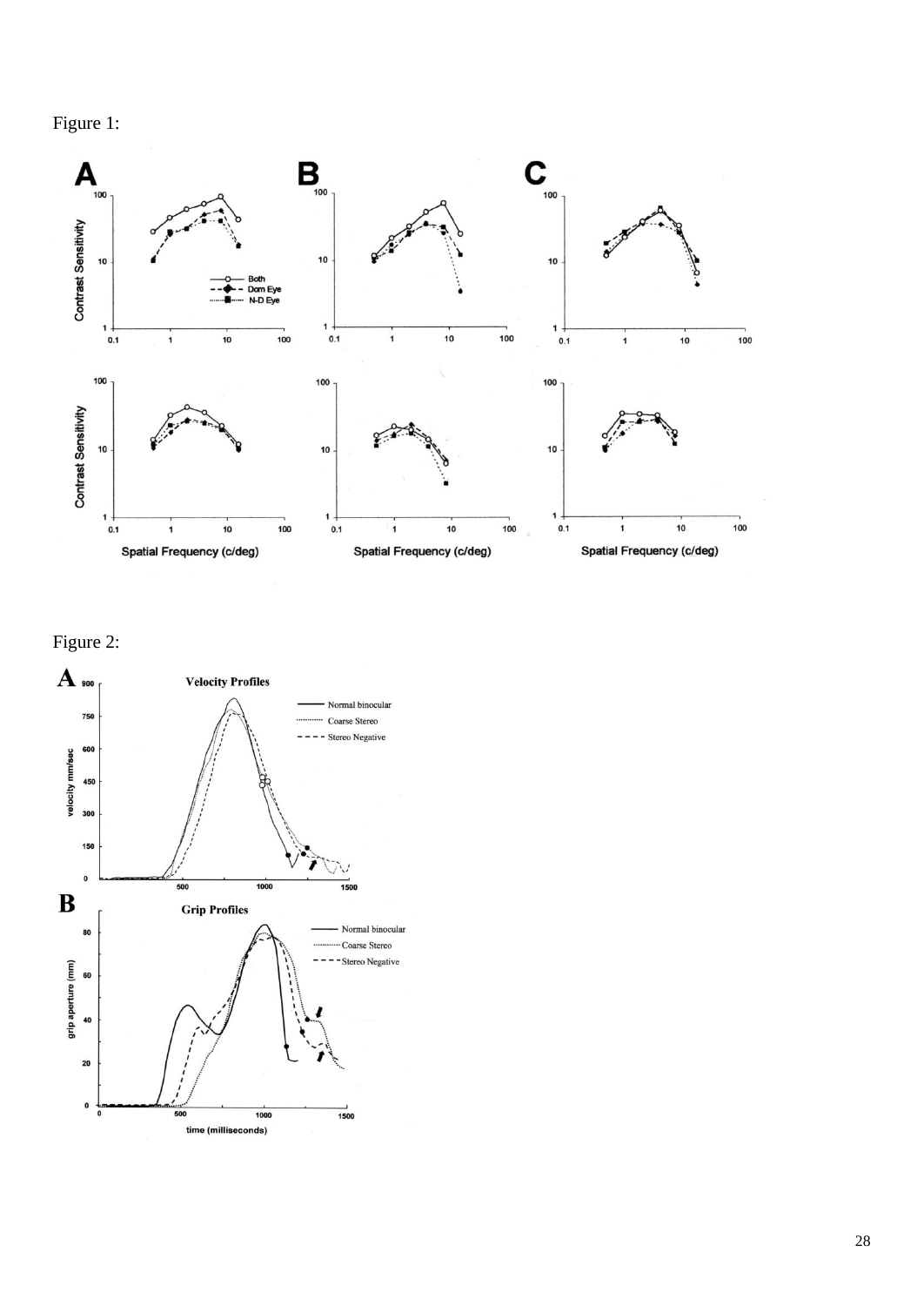Figure 1:

Figure 2: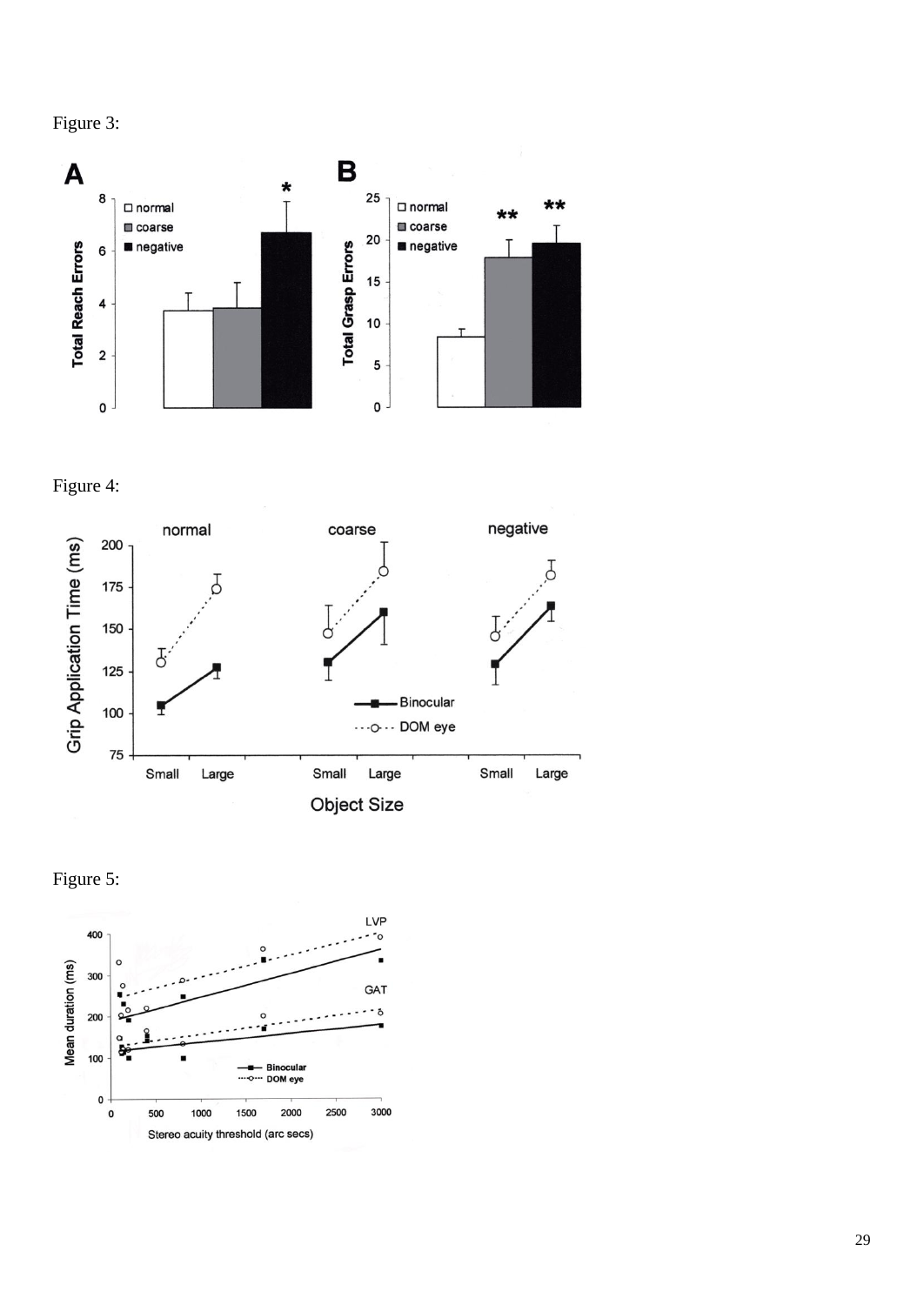Figure 3:

Figure 4:

Figure 5: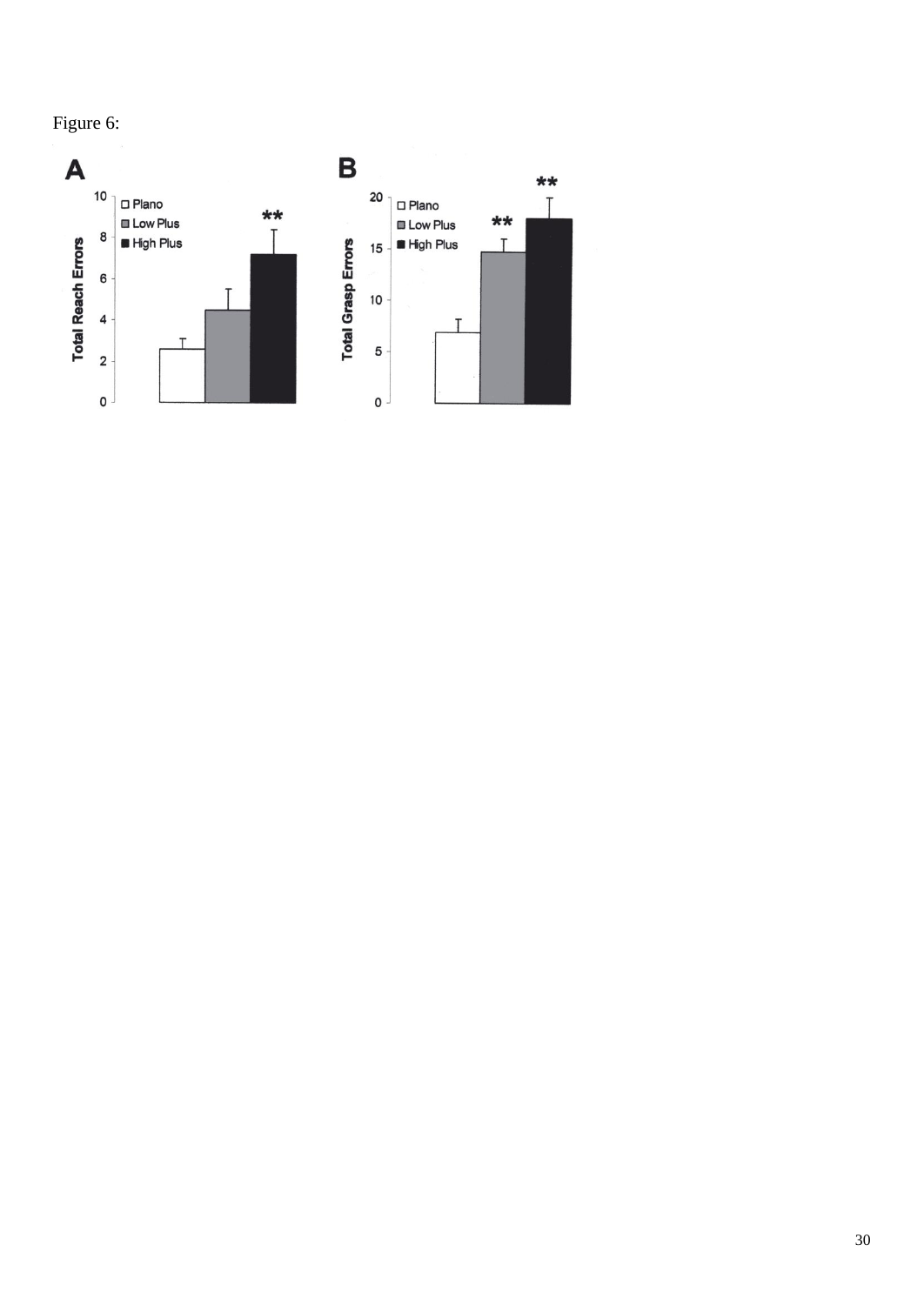Figure 6:

A

10
8
6
4
2
0

Total Reach Errors

Plano
Low Plus
High Plus

**

B

20
15
10
5
0

Total Grasp Errors

Plano
Low Plus
High Plus

**

**